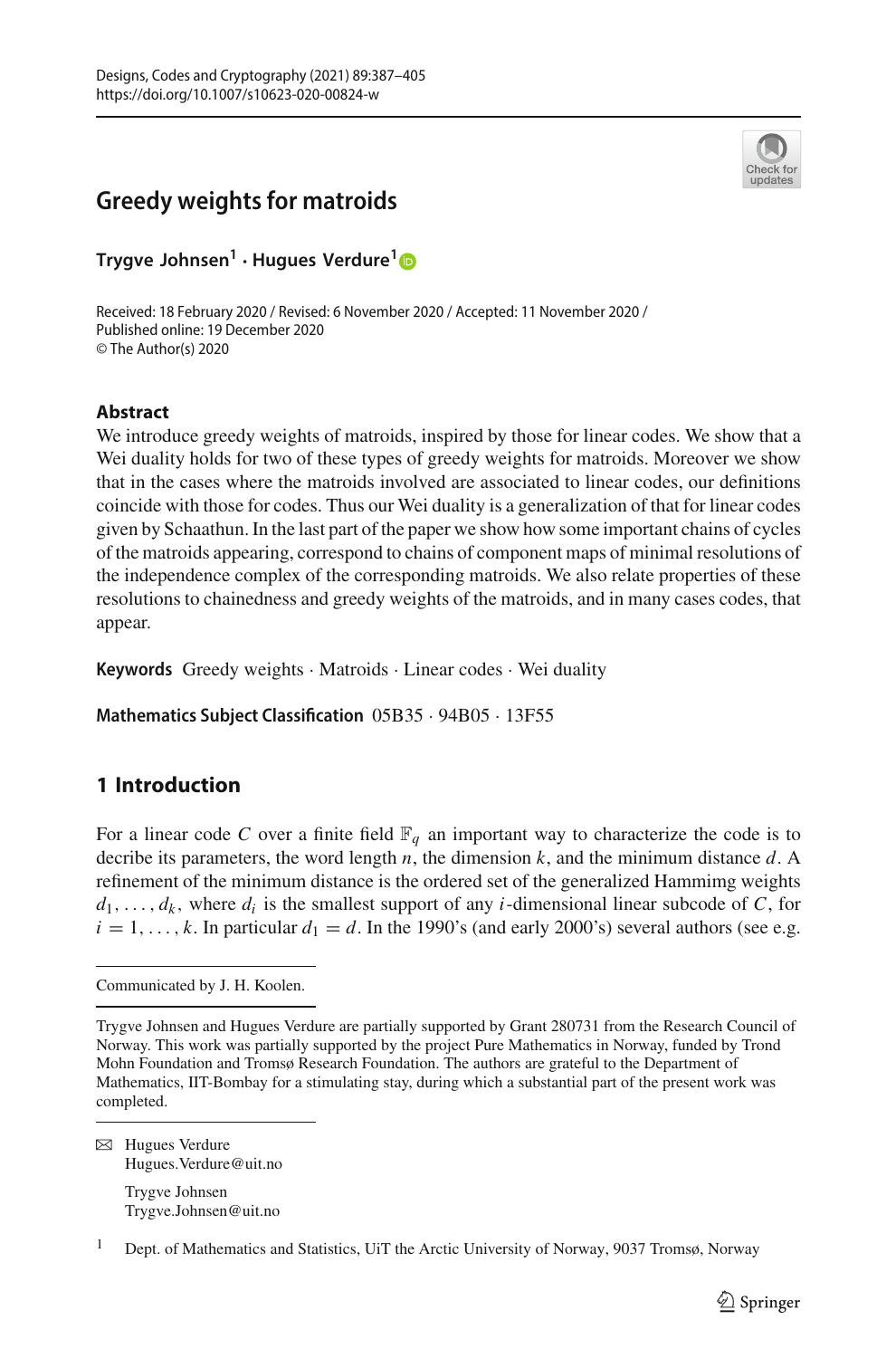# Greedy weights for matroids

**Trygve Johnsen[1] · Hugues Verdure[1]**

Received: 18 February 2020 / Revised: 6 November 2020 / Accepted: 11 November 2020 /
Published online: 19 December 2020
© The Author(s) 2020

## Abstract

We introduce greedy weights of matroids, inspired by those for linear codes. We show that a Wei duality holds for two of these types of greedy weights for matroids. Moreover we show that in the cases where the matroids involved are associated to linear codes, our definitions coincide with those for codes. Thus our Wei duality is a generalization of that for linear codes given by Schaathun. In the last part of the paper we show how some important chains of cycles of the matroids appearing, correspond to chains of component maps of minimal resolutions of the independence complex of the corresponding matroids. We also relate properties of these resolutions to chainedness and greedy weights of the matroids, and in many cases codes, that appear.

**Keywords** Greedy weights · Matroids · Linear codes · Wei duality

**Mathematics Subject Classification** 05B35 · 94B05 · 13F55

## 1 Introduction

For a linear code $C$ over a finite field $\mathbb{F}_q$ an important way to characterize the code is to decribe its parameters, the word length $n$, the dimension $k$, and the minimum distance $d$. A refinement of the minimum distance is the ordered set of the generalized Hammimg weights $d_1, \ldots, d_k$, where $d_i$ is the smallest support of any $i$-dimensional linear subcode of $C$, for $i = 1, \ldots, k$. In particular $d_1 = d$. In the 1990's (and early 2000's) several authors (see e.g.

---

Communicated by J. H. Koolen.

---

Trygve Johnsen and Hugues Verdure are partially supported by Grant 280731 from the Research Council of Norway. This work was partially supported by the project Pure Mathematics in Norway, funded by Trond Mohn Foundation and Tromsø Research Foundation. The authors are grateful to the Department of Mathematics, IIT-Bombay for a stimulating stay, during which a substantial part of the present work was completed.

---

✉ Hugues Verdure
Hugues.Verdure@uit.no

Trygve Johnsen
Trygve.Johnsen@uit.no

[1] Dept. of Mathematics and Statistics, UiT the Arctic University of Norway, 9037 Tromsø, Norway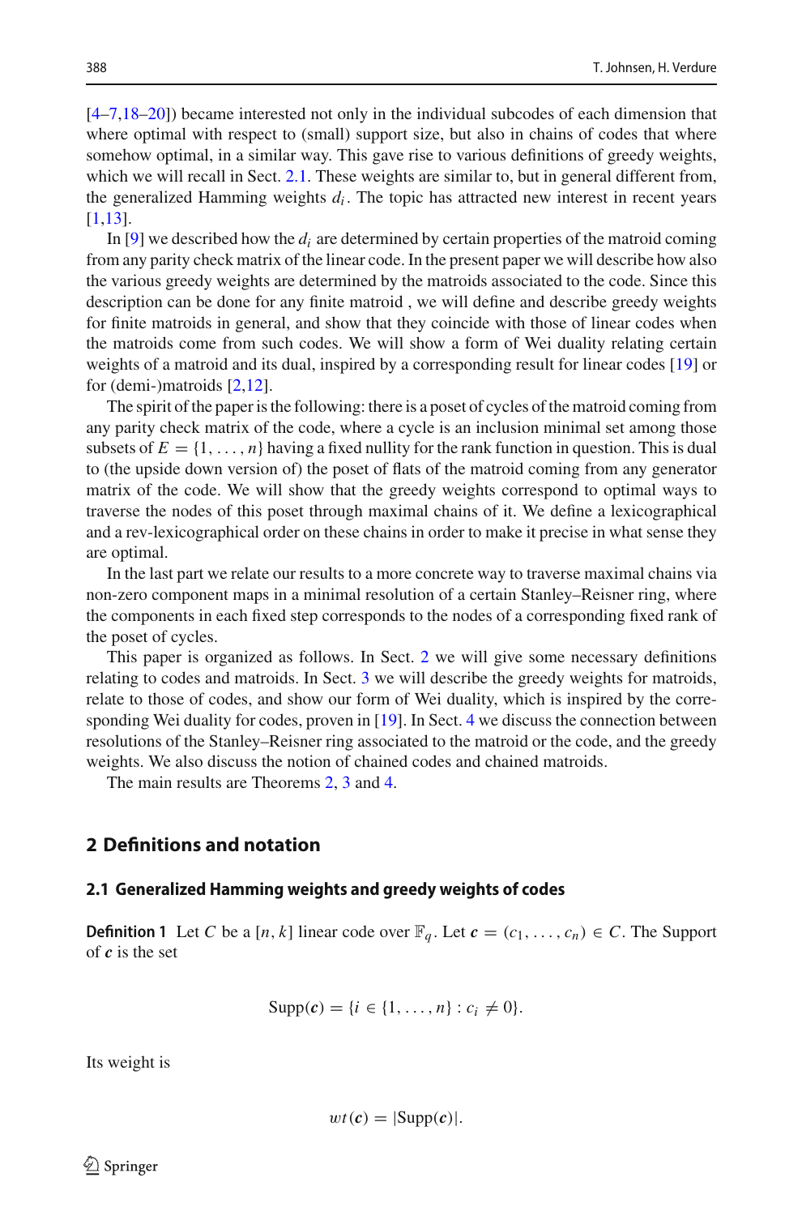[4–7,18–20]) became interested not only in the individual subcodes of each dimension that where optimal with respect to (small) support size, but also in chains of codes that where somehow optimal, in a similar way. This gave rise to various definitions of greedy weights, which we will recall in Sect. 2.1. These weights are similar to, but in general different from, the generalized Hamming weights $d_i$. The topic has attracted new interest in recent years [1,13].

In [9] we described how the $d_i$ are determined by certain properties of the matroid coming from any parity check matrix of the linear code. In the present paper we will describe how also the various greedy weights are determined by the matroids associated to the code. Since this description can be done for any finite matroid , we will define and describe greedy weights for finite matroids in general, and show that they coincide with those of linear codes when the matroids come from such codes. We will show a form of Wei duality relating certain weights of a matroid and its dual, inspired by a corresponding result for linear codes [19] or for (demi-)matroids [2,12].

The spirit of the paper is the following: there is a poset of cycles of the matroid coming from any parity check matrix of the code, where a cycle is an inclusion minimal set among those subsets of $E = \{1, \ldots, n\}$ having a fixed nullity for the rank function in question. This is dual to (the upside down version of) the poset of flats of the matroid coming from any generator matrix of the code. We will show that the greedy weights correspond to optimal ways to traverse the nodes of this poset through maximal chains of it. We define a lexicographical and a rev-lexicographical order on these chains in order to make it precise in what sense they are optimal.

In the last part we relate our results to a more concrete way to traverse maximal chains via non-zero component maps in a minimal resolution of a certain Stanley–Reisner ring, where the components in each fixed step corresponds to the nodes of a corresponding fixed rank of the poset of cycles.

This paper is organized as follows. In Sect. 2 we will give some necessary definitions relating to codes and matroids. In Sect. 3 we will describe the greedy weights for matroids, relate to those of codes, and show our form of Wei duality, which is inspired by the corresponding Wei duality for codes, proven in [19]. In Sect. 4 we discuss the connection between resolutions of the Stanley–Reisner ring associated to the matroid or the code, and the greedy weights. We also discuss the notion of chained codes and chained matroids.

The main results are Theorems 2, 3 and 4.

## 2 Definitions and notation

### 2.1 Generalized Hamming weights and greedy weights of codes

**Definition 1** Let $C$ be a $[n, k]$ linear code over $\mathbb{F}_q$. Let $\boldsymbol{c} = (c_1, \ldots, c_n) \in C$. The Support of $\boldsymbol{c}$ is the set

$$\text{Supp}(\boldsymbol{c}) = \{i \in \{1, \ldots, n\} : c_i \neq 0\}.$$

Its weight is

$$wt(\boldsymbol{c}) = |\text{Supp}(\boldsymbol{c})|.$$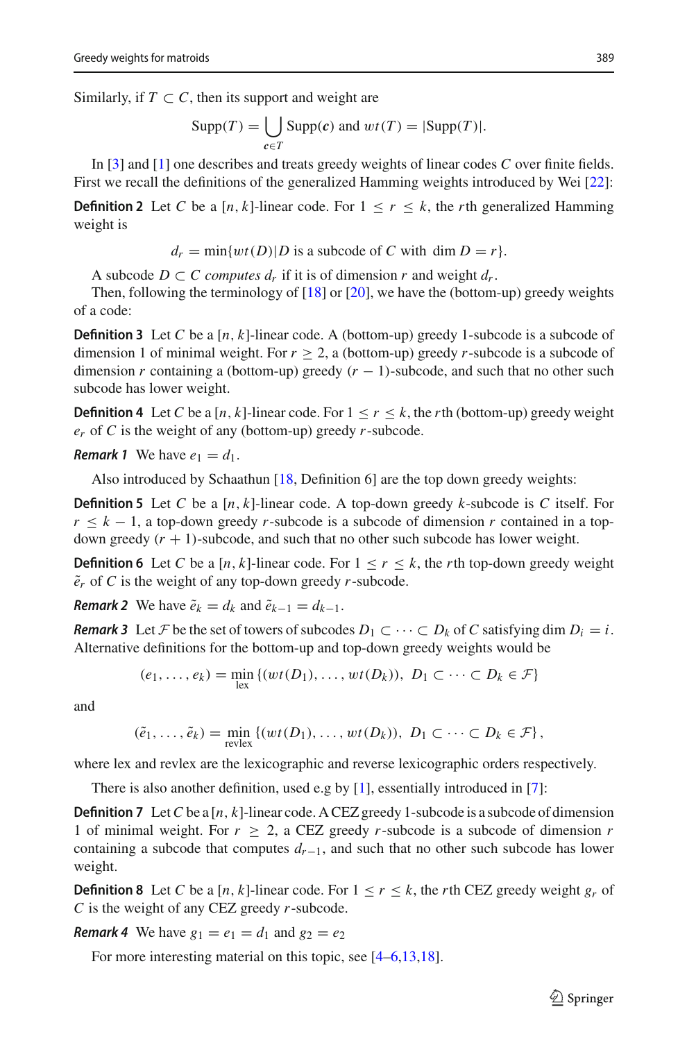Similarly, if $T \subset C$, then its support and weight are

$$\mathrm{Supp}(T) = \bigcup_{\boldsymbol{c} \in T} \mathrm{Supp}(\boldsymbol{c}) \text{ and } wt(T) = |\mathrm{Supp}(T)|.$$

In [3] and [1] one describes and treats greedy weights of linear codes $C$ over finite fields. First we recall the definitions of the generalized Hamming weights introduced by Wei [22]:

**Definition 2** Let $C$ be a $[n, k]$-linear code. For $1 \leq r \leq k$, the $r$th generalized Hamming weight is

$$d_r = \min\{wt(D) | D \text{ is a subcode of } C \text{ with } \dim D = r\}.$$

A subcode $D \subset C$ *computes* $d_r$ if it is of dimension $r$ and weight $d_r$.

Then, following the terminology of [18] or [20], we have the (bottom-up) greedy weights of a code:

**Definition 3** Let $C$ be a $[n, k]$-linear code. A (bottom-up) greedy 1-subcode is a subcode of dimension 1 of minimal weight. For $r \geq 2$, a (bottom-up) greedy $r$-subcode is a subcode of dimension $r$ containing a (bottom-up) greedy $(r-1)$-subcode, and such that no other such subcode has lower weight.

**Definition 4** Let $C$ be a $[n, k]$-linear code. For $1 \leq r \leq k$, the $r$th (bottom-up) greedy weight $e_r$ of $C$ is the weight of any (bottom-up) greedy $r$-subcode.

***Remark 1*** We have $e_1 = d_1$.

Also introduced by Schaathun [18, Definition 6] are the top down greedy weights:

**Definition 5** Let $C$ be a $[n, k]$-linear code. A top-down greedy $k$-subcode is $C$ itself. For $r \leq k-1$, a top-down greedy $r$-subcode is a subcode of dimension $r$ contained in a top-down greedy $(r+1)$-subcode, and such that no other such subcode has lower weight.

**Definition 6** Let $C$ be a $[n, k]$-linear code. For $1 \leq r \leq k$, the $r$th top-down greedy weight $\tilde{e}_r$ of $C$ is the weight of any top-down greedy $r$-subcode.

***Remark 2*** We have $\tilde{e}_k = d_k$ and $\tilde{e}_{k-1} = d_{k-1}$.

***Remark 3*** Let $\mathcal{F}$ be the set of towers of subcodes $D_1 \subset \cdots \subset D_k$ of $C$ satisfying $\dim D_i = i$. Alternative definitions for the bottom-up and top-down greedy weights would be

$$(e_1, \ldots, e_k) = \min_{\text{lex}} \{(wt(D_1), \ldots, wt(D_k)),\ D_1 \subset \cdots \subset D_k \in \mathcal{F}\}$$

and

$$(\tilde{e}_1, \ldots, \tilde{e}_k) = \min_{\text{revlex}} \{(wt(D_1), \ldots, wt(D_k)),\ D_1 \subset \cdots \subset D_k \in \mathcal{F}\},$$

where lex and revlex are the lexicographic and reverse lexicographic orders respectively.

There is also another definition, used e.g by [1], essentially introduced in [7]:

**Definition 7** Let $C$ be a $[n, k]$-linear code. A CEZ greedy 1-subcode is a subcode of dimension 1 of minimal weight. For $r \geq 2$, a CEZ greedy $r$-subcode is a subcode of dimension $r$ containing a subcode that computes $d_{r-1}$, and such that no other such subcode has lower weight.

**Definition 8** Let $C$ be a $[n, k]$-linear code. For $1 \leq r \leq k$, the $r$th CEZ greedy weight $g_r$ of $C$ is the weight of any CEZ greedy $r$-subcode.

***Remark 4*** We have $g_1 = e_1 = d_1$ and $g_2 = e_2$

For more interesting material on this topic, see [4–6,13,18].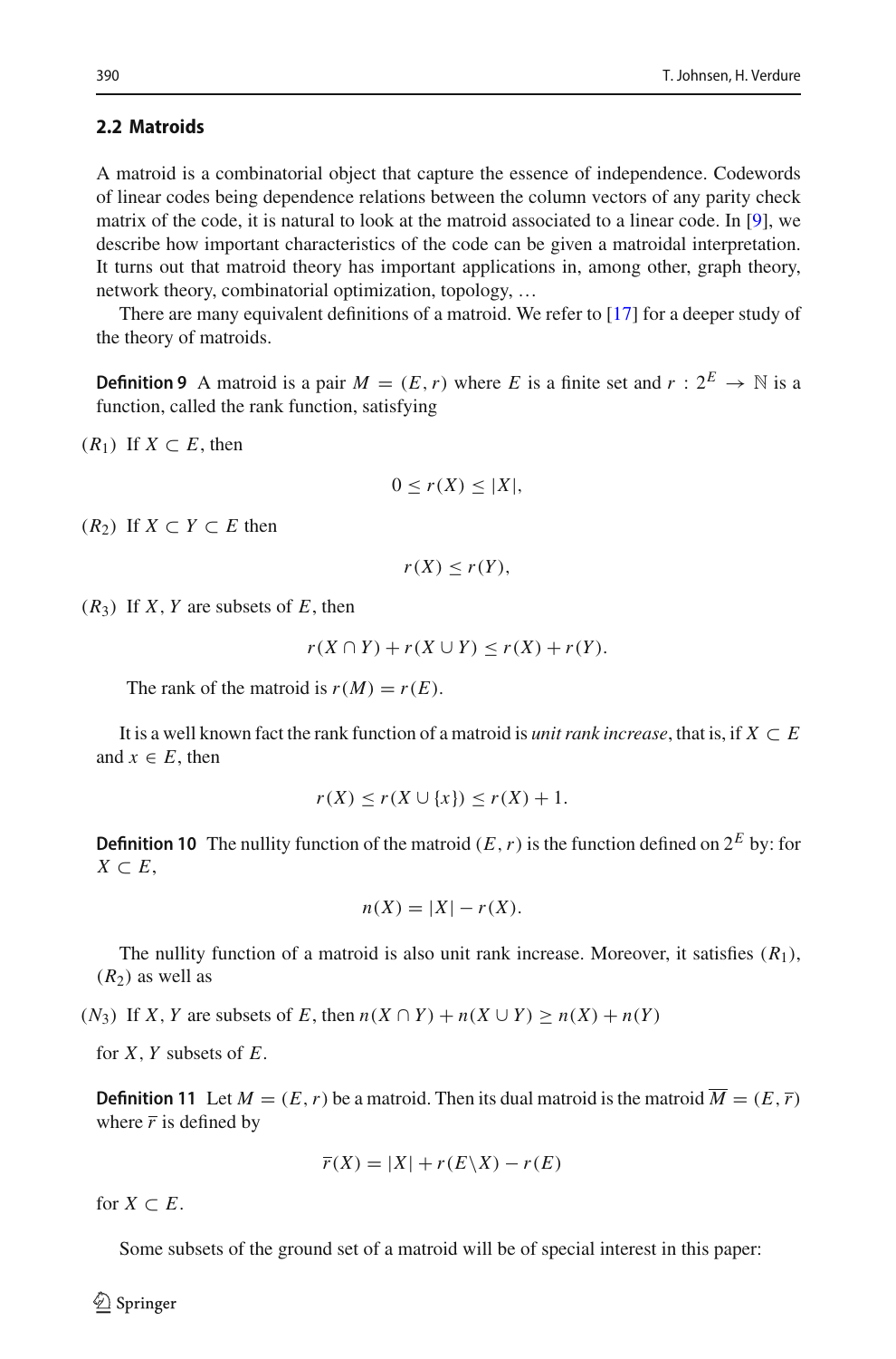## 2.2 Matroids

A matroid is a combinatorial object that capture the essence of independence. Codewords of linear codes being dependence relations between the column vectors of any parity check matrix of the code, it is natural to look at the matroid associated to a linear code. In [9], we describe how important characteristics of the code can be given a matroidal interpretation. It turns out that matroid theory has important applications in, among other, graph theory, network theory, combinatorial optimization, topology, …

There are many equivalent definitions of a matroid. We refer to [17] for a deeper study of the theory of matroids.

**Definition 9** A matroid is a pair $M = (E, r)$ where $E$ is a finite set and $r : 2^E \rightarrow \mathbb{N}$ is a function, called the rank function, satisfying

$(R_1)$ If $X \subset E$, then

$$0 \leq r(X) \leq |X|,$$

$(R_2)$ If $X \subset Y \subset E$ then

$$r(X) \leq r(Y),$$

$(R_3)$ If $X, Y$ are subsets of $E$, then

$$r(X \cap Y) + r(X \cup Y) \leq r(X) + r(Y).$$

The rank of the matroid is $r(M) = r(E)$.

It is a well known fact the rank function of a matroid is *unit rank increase*, that is, if $X \subset E$ and $x \in E$, then

$$r(X) \leq r(X \cup \{x\}) \leq r(X) + 1.$$

**Definition 10** The nullity function of the matroid $(E, r)$ is the function defined on $2^E$ by: for $X \subset E$,

$$n(X) = |X| - r(X).$$

The nullity function of a matroid is also unit rank increase. Moreover, it satisfies $(R_1)$, $(R_2)$ as well as

$(N_3)$ If $X, Y$ are subsets of $E$, then $n(X \cap Y) + n(X \cup Y) \geq n(X) + n(Y)$

for $X, Y$ subsets of $E$.

**Definition 11** Let $M = (E, r)$ be a matroid. Then its dual matroid is the matroid $\overline{M} = (E, \overline{r})$ where $\overline{r}$ is defined by

$$\overline{r}(X) = |X| + r(E \backslash X) - r(E)$$

for $X \subset E$.

Some subsets of the ground set of a matroid will be of special interest in this paper: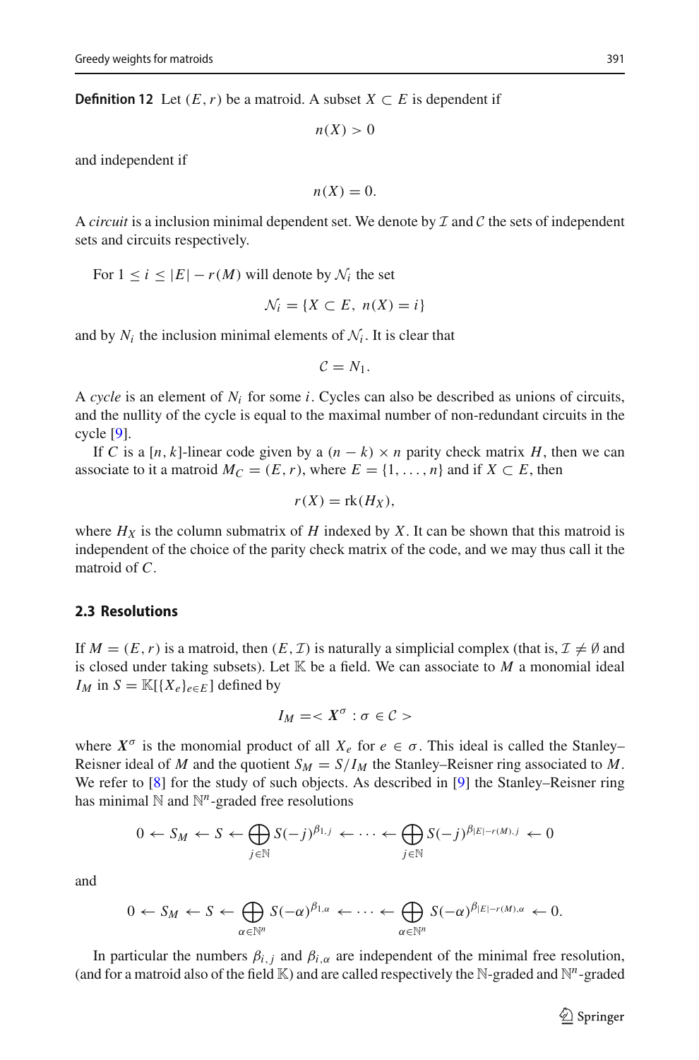**Definition 12** Let $(E, r)$ be a matroid. A subset $X \subset E$ is dependent if

$$n(X) > 0$$

and independent if

$$n(X) = 0.$$

A *circuit* is a inclusion minimal dependent set. We denote by $\mathcal{I}$ and $\mathcal{C}$ the sets of independent sets and circuits respectively.

For $1 \leq i \leq |E| - r(M)$ will denote by $\mathcal{N}_i$ the set

$$\mathcal{N}_i = \{X \subset E,\ n(X) = i\}$$

and by $N_i$ the inclusion minimal elements of $\mathcal{N}_i$. It is clear that

$$\mathcal{C} = N_1.$$

A *cycle* is an element of $N_i$ for some $i$. Cycles can also be described as unions of circuits, and the nullity of the cycle is equal to the maximal number of non-redundant circuits in the cycle [9].

If $C$ is a $[n, k]$-linear code given by a $(n - k) \times n$ parity check matrix $H$, then we can associate to it a matroid $M_C = (E, r)$, where $E = \{1, \ldots, n\}$ and if $X \subset E$, then

$$r(X) = \mathrm{rk}(H_X),$$

where $H_X$ is the column submatrix of $H$ indexed by $X$. It can be shown that this matroid is independent of the choice of the parity check matrix of the code, and we may thus call it the matroid of $C$.

### 2.3 Resolutions

If $M = (E, r)$ is a matroid, then $(E, \mathcal{I})$ is naturally a simplicial complex (that is, $\mathcal{I} \neq \emptyset$ and is closed under taking subsets). Let $\mathbb{K}$ be a field. We can associate to $M$ a monomial ideal $I_M$ in $S = \mathbb{K}[\{X_e\}_{e \in E}]$ defined by

$$I_M = < \boldsymbol{X}^{\sigma} : \sigma \in \mathcal{C} >$$

where $\boldsymbol{X}^{\sigma}$ is the monomial product of all $X_e$ for $e \in \sigma$. This ideal is called the Stanley–Reisner ideal of $M$ and the quotient $S_M = S/I_M$ the Stanley–Reisner ring associated to $M$. We refer to [8] for the study of such objects. As described in [9] the Stanley–Reisner ring has minimal $\mathbb{N}$ and $\mathbb{N}^n$-graded free resolutions

$$0 \leftarrow S_M \leftarrow S \leftarrow \bigoplus_{j \in \mathbb{N}} S(-j)^{\beta_{1,j}} \leftarrow \cdots \leftarrow \bigoplus_{j \in \mathbb{N}} S(-j)^{\beta_{|E|-r(M),j}} \leftarrow 0$$

and

$$0 \leftarrow S_M \leftarrow S \leftarrow \bigoplus_{\alpha \in \mathbb{N}^n} S(-\alpha)^{\beta_{1,\alpha}} \leftarrow \cdots \leftarrow \bigoplus_{\alpha \in \mathbb{N}^n} S(-\alpha)^{\beta_{|E|-r(M),\alpha}} \leftarrow 0.$$

In particular the numbers $\beta_{i,j}$ and $\beta_{i,\alpha}$ are independent of the minimal free resolution, (and for a matroid also of the field $\mathbb{K}$) and are called respectively the $\mathbb{N}$-graded and $\mathbb{N}^n$-graded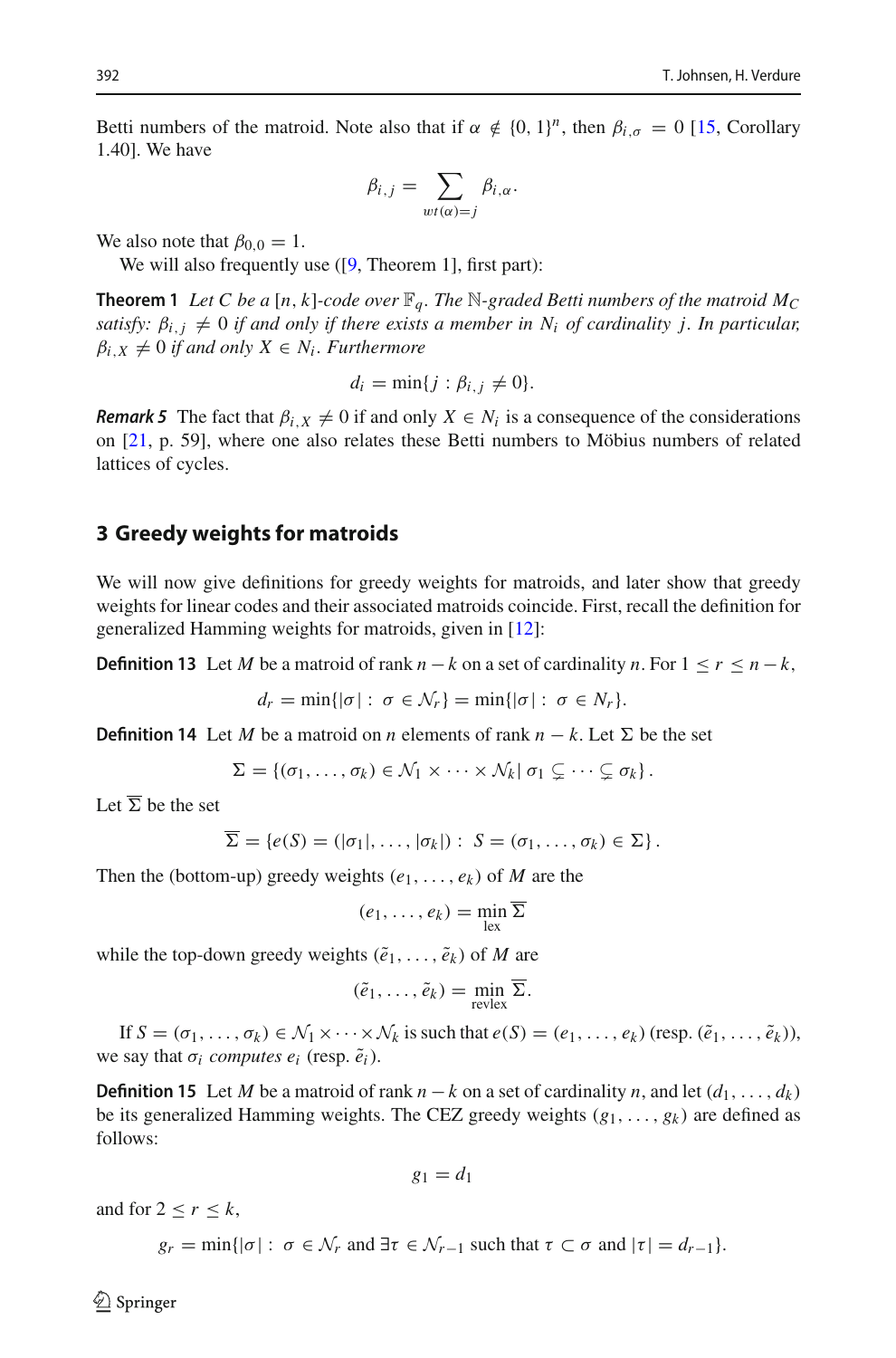Betti numbers of the matroid. Note also that if $\alpha \notin \{0, 1\}^n$, then $\beta_{i,\sigma} = 0$ [15, Corollary 1.40]. We have

$$\beta_{i,j} = \sum_{wt(\alpha)=j} \beta_{i,\alpha}.$$

We also note that $\beta_{0,0} = 1$.

We will also frequently use ([9, Theorem 1], first part):

**Theorem 1** *Let $C$ be a $[n, k]$-code over $\mathbb{F}_q$. The $\mathbb{N}$-graded Betti numbers of the matroid $M_C$ satisfy: $\beta_{i,j} \neq 0$ if and only if there exists a member in $N_i$ of cardinality $j$. In particular, $\beta_{i,X} \neq 0$ if and only $X \in N_i$. Furthermore*

$$d_i = \min\{j : \beta_{i,j} \neq 0\}.$$

***Remark 5*** The fact that $\beta_{i,X} \neq 0$ if and only $X \in N_i$ is a consequence of the considerations on [21, p. 59], where one also relates these Betti numbers to Möbius numbers of related lattices of cycles.

## 3 Greedy weights for matroids

We will now give definitions for greedy weights for matroids, and later show that greedy weights for linear codes and their associated matroids coincide. First, recall the definition for generalized Hamming weights for matroids, given in [12]:

**Definition 13** Let $M$ be a matroid of rank $n - k$ on a set of cardinality $n$. For $1 \leq r \leq n - k$,

$$d_r = \min\{|\sigma| : \sigma \in \mathcal{N}_r\} = \min\{|\sigma| : \sigma \in N_r\}.$$

**Definition 14** Let $M$ be a matroid on $n$ elements of rank $n - k$. Let $\Sigma$ be the set

$$\Sigma = \{(\sigma_1, \ldots, \sigma_k) \in \mathcal{N}_1 \times \cdots \times \mathcal{N}_k |\ \sigma_1 \subsetneq \cdots \subsetneq \sigma_k\}.$$

Let $\overline{\Sigma}$ be the set

$$\overline{\Sigma} = \{e(S) = (|\sigma_1|, \ldots, |\sigma_k|) : S = (\sigma_1, \ldots, \sigma_k) \in \Sigma\}.$$

Then the (bottom-up) greedy weights $(e_1, \ldots, e_k)$ of $M$ are the

$$(e_1, \ldots, e_k) = \min_{\text{lex}} \overline{\Sigma}$$

while the top-down greedy weights $(\tilde{e}_1, \ldots, \tilde{e}_k)$ of $M$ are

$$(\tilde{e}_1, \ldots, \tilde{e}_k) = \min_{\text{revlex}} \overline{\Sigma}.$$

If $S = (\sigma_1, \ldots, \sigma_k) \in \mathcal{N}_1 \times \cdots \times \mathcal{N}_k$ is such that $e(S) = (e_1, \ldots, e_k)$ (resp. $(\tilde{e}_1, \ldots, \tilde{e}_k)$), we say that $\sigma_i$ *computes* $e_i$ (resp. $\tilde{e}_i$).

**Definition 15** Let $M$ be a matroid of rank $n - k$ on a set of cardinality $n$, and let $(d_1, \ldots, d_k)$ be its generalized Hamming weights. The CEZ greedy weights $(g_1, \ldots, g_k)$ are defined as follows:

$$g_1 = d_1$$

and for $2 \leq r \leq k$,

$$g_r = \min\{|\sigma| : \sigma \in \mathcal{N}_r \text{ and } \exists \tau \in \mathcal{N}_{r-1} \text{ such that } \tau \subset \sigma \text{ and } |\tau| = d_{r-1}\}.$$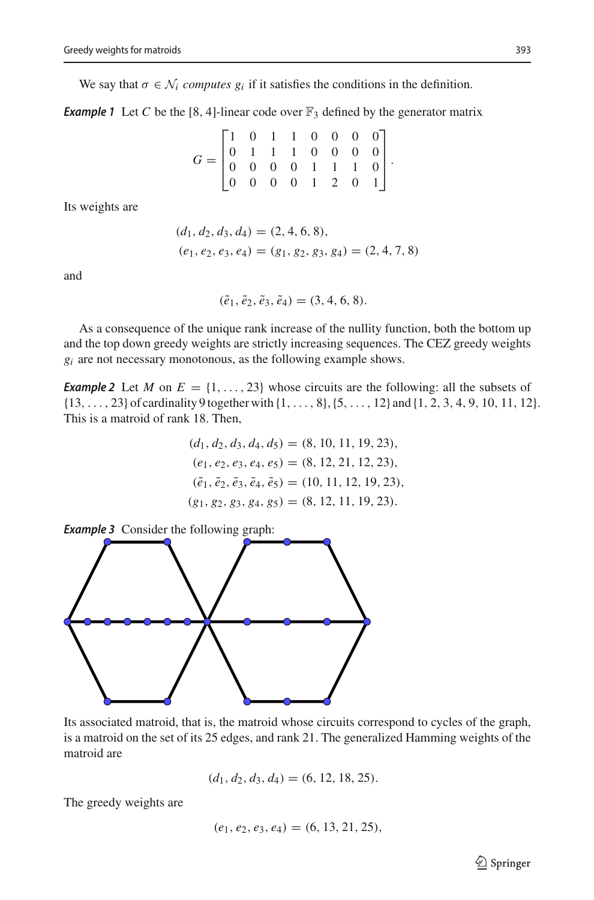We say that $\sigma \in \mathcal{N}_i$ *computes* $g_i$ if it satisfies the conditions in the definition.

***Example 1*** Let $C$ be the $[8, 4]$-linear code over $\mathbb{F}_3$ defined by the generator matrix

$$G = \begin{bmatrix} 1 & 0 & 1 & 1 & 0 & 0 & 0 & 0 \\ 0 & 1 & 1 & 1 & 0 & 0 & 0 & 0 \\ 0 & 0 & 0 & 0 & 1 & 1 & 1 & 0 \\ 0 & 0 & 0 & 0 & 1 & 2 & 0 & 1 \end{bmatrix}.$$

Its weights are

$$(d_1, d_2, d_3, d_4) = (2, 4, 6, 8),$$
$$(e_1, e_2, e_3, e_4) = (g_1, g_2, g_3, g_4) = (2, 4, 7, 8)$$

and

$$(\tilde{e}_1, \tilde{e}_2, \tilde{e}_3, \tilde{e}_4) = (3, 4, 6, 8).$$

As a consequence of the unique rank increase of the nullity function, both the bottom up and the top down greedy weights are strictly increasing sequences. The CEZ greedy weights $g_i$ are not necessary monotonous, as the following example shows.

***Example 2*** Let $M$ on $E = \{1, \ldots, 23\}$ whose circuits are the following: all the subsets of $\{13, \ldots, 23\}$ of cardinality 9 together with $\{1, \ldots, 8\}, \{5, \ldots, 12\}$ and $\{1, 2, 3, 4, 9, 10, 11, 12\}$. This is a matroid of rank 18. Then,

$$(d_1, d_2, d_3, d_4, d_5) = (8, 10, 11, 19, 23),$$
$$(e_1, e_2, e_3, e_4, e_5) = (8, 12, 21, 12, 23),$$
$$(\tilde{e}_1, \tilde{e}_2, \tilde{e}_3, \tilde{e}_4, \tilde{e}_5) = (10, 11, 12, 19, 23),$$
$$(g_1, g_2, g_3, g_4, g_5) = (8, 12, 11, 19, 23).$$

***Example 3*** Consider the following graph:

Its associated matroid, that is, the matroid whose circuits correspond to cycles of the graph, is a matroid on the set of its 25 edges, and rank 21. The generalized Hamming weights of the matroid are

$$(d_1, d_2, d_3, d_4) = (6, 12, 18, 25).$$

The greedy weights are

$$(e_1, e_2, e_3, e_4) = (6, 13, 21, 25),$$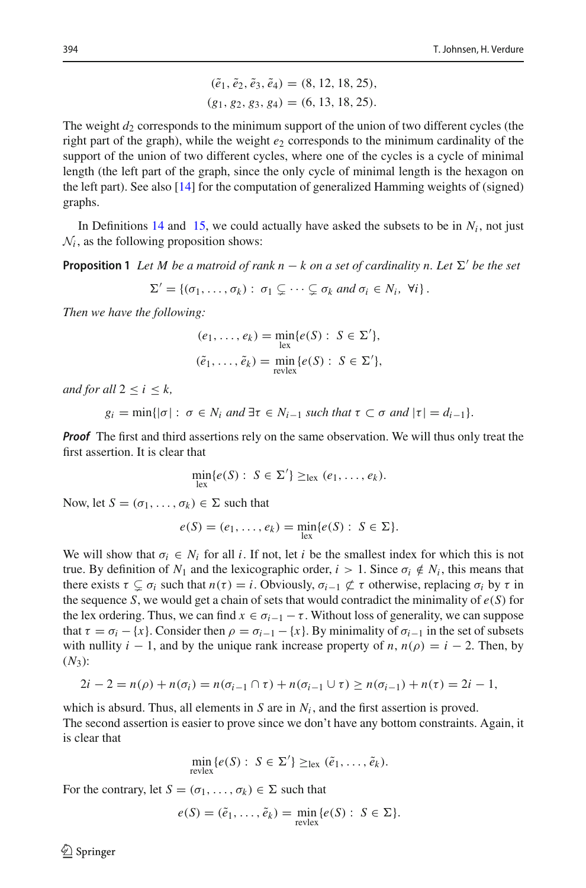$$(\tilde{e}_1, \tilde{e}_2, \tilde{e}_3, \tilde{e}_4) = (8, 12, 18, 25),$$
$$(g_1, g_2, g_3, g_4) = (6, 13, 18, 25).$$

The weight $d_2$ corresponds to the minimum support of the union of two different cycles (the right part of the graph), while the weight $e_2$ corresponds to the minimum cardinality of the support of the union of two different cycles, where one of the cycles is a cycle of minimal length (the left part of the graph, since the only cycle of minimal length is the hexagon on the left part). See also [14] for the computation of generalized Hamming weights of (signed) graphs.

In Definitions 14 and 15, we could actually have asked the subsets to be in $N_i$, not just $\mathcal{N}_i$, as the following proposition shows:

**Proposition 1** *Let $M$ be a matroid of rank $n - k$ on a set of cardinality $n$. Let $\Sigma'$ be the set*

$$\Sigma' = \{(\sigma_1, \ldots, \sigma_k) : \sigma_1 \subsetneq \cdots \subsetneq \sigma_k \text{ and } \sigma_i \in N_i, \ \forall i\}.$$

*Then we have the following:*

$$(e_1, \ldots, e_k) = \min_{\text{lex}}\{e(S) : S \in \Sigma'\},$$
$$(\tilde{e}_1, \ldots, \tilde{e}_k) = \min_{\text{revlex}}\{e(S) : S \in \Sigma'\},$$

*and for all $2 \leq i \leq k$,*

$$g_i = \min\{|\sigma| : \sigma \in N_i \text{ and } \exists \tau \in N_{i-1} \text{ such that } \tau \subset \sigma \text{ and } |\tau| = d_{i-1}\}.$$

***Proof*** The first and third assertions rely on the same observation. We will thus only treat the first assertion. It is clear that

$$\min_{\text{lex}}\{e(S) : S \in \Sigma'\} \geq_{\text{lex}} (e_1, \ldots, e_k).$$

Now, let $S = (\sigma_1, \ldots, \sigma_k) \in \Sigma$ such that

$$e(S) = (e_1, \ldots, e_k) = \min_{\text{lex}}\{e(S) : S \in \Sigma\}.$$

We will show that $\sigma_i \in N_i$ for all $i$. If not, let $i$ be the smallest index for which this is not true. By definition of $N_1$ and the lexicographic order, $i > 1$. Since $\sigma_i \notin N_i$, this means that there exists $\tau \subsetneq \sigma_i$ such that $n(\tau) = i$. Obviously, $\sigma_{i-1} \not\subset \tau$ otherwise, replacing $\sigma_i$ by $\tau$ in the sequence $S$, we would get a chain of sets that would contradict the minimality of $e(S)$ for the lex ordering. Thus, we can find $x \in \sigma_{i-1} - \tau$. Without loss of generality, we can suppose that $\tau = \sigma_i - \{x\}$. Consider then $\rho = \sigma_{i-1} - \{x\}$. By minimality of $\sigma_{i-1}$ in the set of subsets with nullity $i - 1$, and by the unique rank increase property of $n$, $n(\rho) = i - 2$. Then, by $(N_3)$:

$$2i - 2 = n(\rho) + n(\sigma_i) = n(\sigma_{i-1} \cap \tau) + n(\sigma_{i-1} \cup \tau) \geq n(\sigma_{i-1}) + n(\tau) = 2i - 1,$$

which is absurd. Thus, all elements in $S$ are in $N_i$, and the first assertion is proved.
The second assertion is easier to prove since we don't have any bottom constraints. Again, it is clear that

$$\min_{\text{revlex}}\{e(S) : S \in \Sigma'\} \geq_{\text{lex}} (\tilde{e}_1, \ldots, \tilde{e}_k).$$

For the contrary, let $S = (\sigma_1, \ldots, \sigma_k) \in \Sigma$ such that

$$e(S) = (\tilde{e}_1, \ldots, \tilde{e}_k) = \min_{\text{revlex}}\{e(S) : S \in \Sigma\}.$$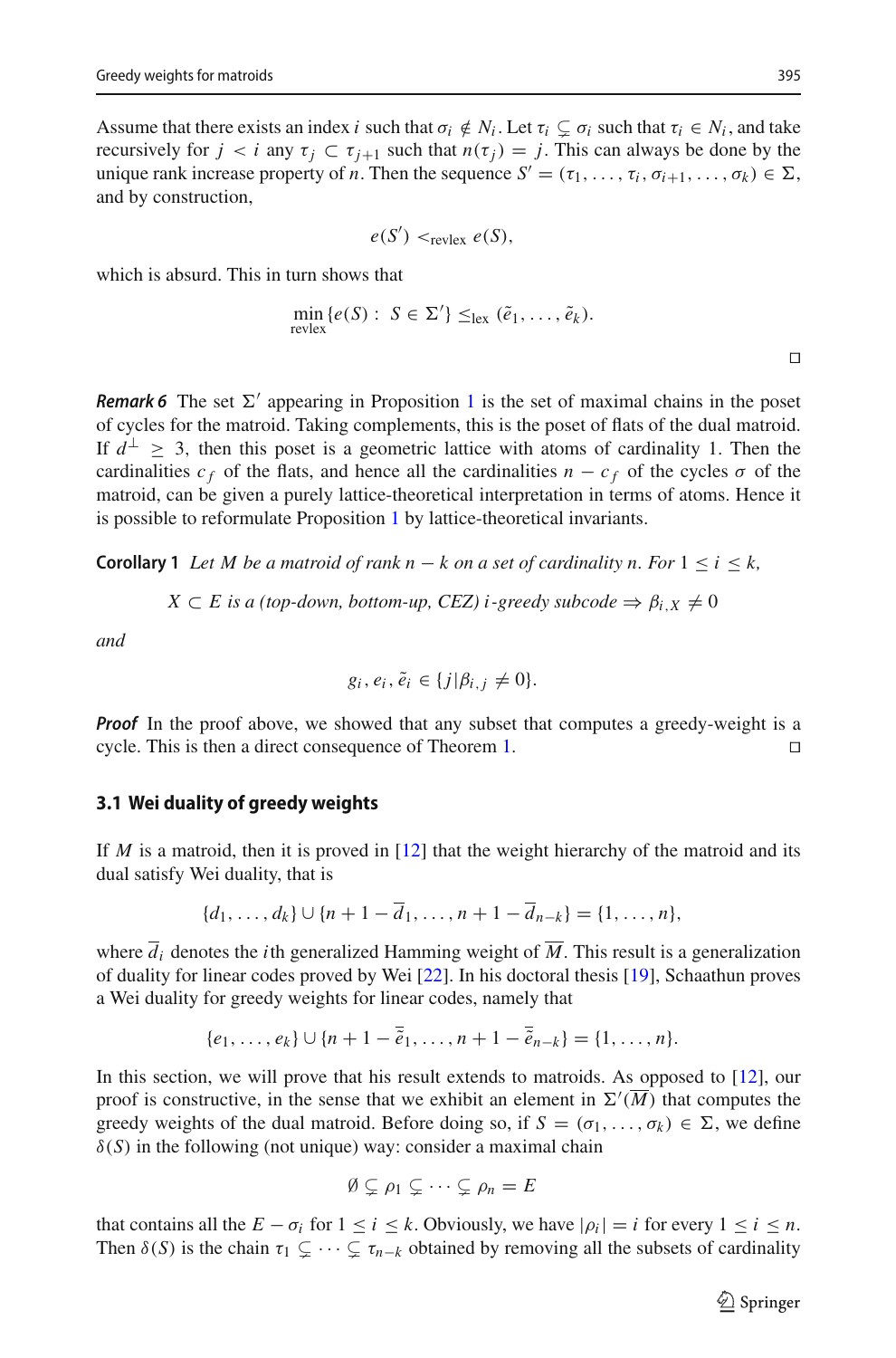Assume that there exists an index $i$ such that $\sigma_i \notin N_i$. Let $\tau_i \subsetneq \sigma_i$ such that $\tau_i \in N_i$, and take recursively for $j < i$ any $\tau_j \subset \tau_{j+1}$ such that $n(\tau_j) = j$. This can always be done by the unique rank increase property of $n$. Then the sequence $S' = (\tau_1, \ldots, \tau_i, \sigma_{i+1}, \ldots, \sigma_k) \in \Sigma$, and by construction,

$$e(S') <_{\text{revlex}} e(S),$$

which is absurd. This in turn shows that

$$\min_{\text{revlex}} \{e(S) : \ S \in \Sigma'\} \leq_{\text{lex}} (\tilde{e}_1, \ldots, \tilde{e}_k).$$

□

***Remark 6*** The set $\Sigma'$ appearing in Proposition 1 is the set of maximal chains in the poset of cycles for the matroid. Taking complements, this is the poset of flats of the dual matroid. If $d^{\perp} \geq 3$, then this poset is a geometric lattice with atoms of cardinality 1. Then the cardinalities $c_f$ of the flats, and hence all the cardinalities $n - c_f$ of the cycles $\sigma$ of the matroid, can be given a purely lattice-theoretical interpretation in terms of atoms. Hence it is possible to reformulate Proposition 1 by lattice-theoretical invariants.

**Corollary 1** *Let $M$ be a matroid of rank $n - k$ on a set of cardinality $n$. For $1 \leq i \leq k$,*

$$X \subset E \text{ is a (top-down, bottom-up, CEZ) } i\text{-greedy subcode} \Rightarrow \beta_{i,X} \neq 0$$

*and*

$$g_i, e_i, \tilde{e}_i \in \{j | \beta_{i,j} \neq 0\}.$$

***Proof*** In the proof above, we showed that any subset that computes a greedy-weight is a cycle. This is then a direct consequence of Theorem 1. □

### 3.1 Wei duality of greedy weights

If $M$ is a matroid, then it is proved in [12] that the weight hierarchy of the matroid and its dual satisfy Wei duality, that is

$$\{d_1, \ldots, d_k\} \cup \{n + 1 - \overline{d}_1, \ldots, n + 1 - \overline{d}_{n-k}\} = \{1, \ldots, n\},$$

where $\overline{d}_i$ denotes the $i$th generalized Hamming weight of $\overline{M}$. This result is a generalization of duality for linear codes proved by Wei [22]. In his doctoral thesis [19], Schaathun proves a Wei duality for greedy weights for linear codes, namely that

$$\{e_1, \ldots, e_k\} \cup \{n + 1 - \overline{\tilde{e}}_1, \ldots, n + 1 - \overline{\tilde{e}}_{n-k}\} = \{1, \ldots, n\}.$$

In this section, we will prove that his result extends to matroids. As opposed to [12], our proof is constructive, in the sense that we exhibit an element in $\Sigma'(\overline{M})$ that computes the greedy weights of the dual matroid. Before doing so, if $S = (\sigma_1, \ldots, \sigma_k) \in \Sigma$, we define $\delta(S)$ in the following (not unique) way: consider a maximal chain

$$\emptyset \subsetneq \rho_1 \subsetneq \cdots \subsetneq \rho_n = E$$

that contains all the $E - \sigma_i$ for $1 \leq i \leq k$. Obviously, we have $|\rho_i| = i$ for every $1 \leq i \leq n$. Then $\delta(S)$ is the chain $\tau_1 \subsetneq \cdots \subsetneq \tau_{n-k}$ obtained by removing all the subsets of cardinality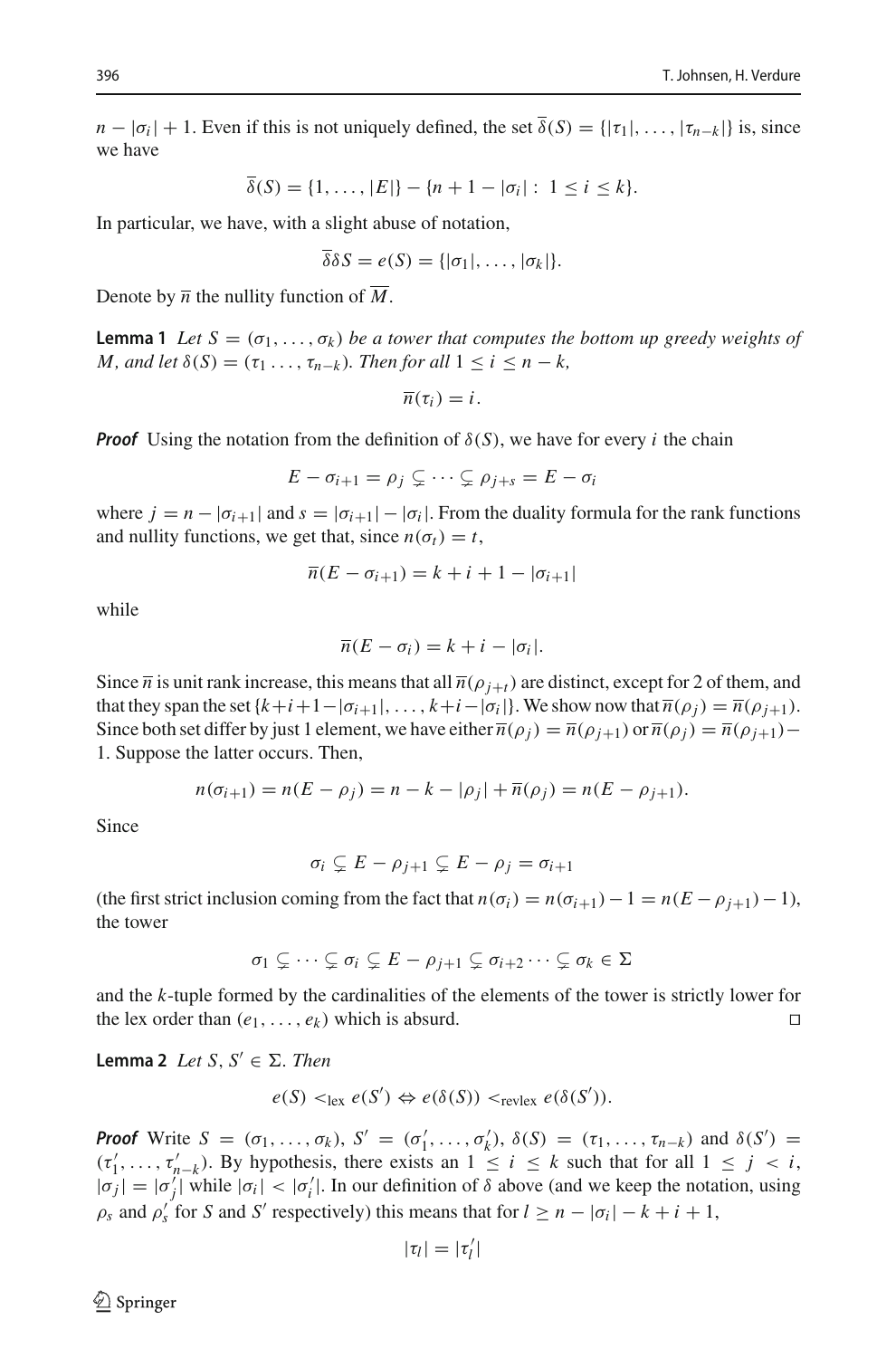$n - |\sigma_i| + 1$. Even if this is not uniquely defined, the set $\overline{\delta}(S) = \{|\tau_1|, \ldots, |\tau_{n-k}|\}$ is, since we have

$$\overline{\delta}(S) = \{1, \ldots, |E|\} - \{n + 1 - |\sigma_i| : 1 \leq i \leq k\}.$$

In particular, we have, with a slight abuse of notation,

$$\overline{\delta}\delta S = e(S) = \{|\sigma_1|, \ldots, |\sigma_k|\}.$$

Denote by $\overline{n}$ the nullity function of $\overline{M}$.

**Lemma 1** *Let $S = (\sigma_1, \ldots, \sigma_k)$ be a tower that computes the bottom up greedy weights of $M$, and let $\delta(S) = (\tau_1 \ldots, \tau_{n-k})$. Then for all $1 \leq i \leq n - k$,*

$$\overline{n}(\tau_i) = i.$$

***Proof*** Using the notation from the definition of $\delta(S)$, we have for every $i$ the chain

$$E - \sigma_{i+1} = \rho_j \subsetneq \cdots \subsetneq \rho_{j+s} = E - \sigma_i$$

where $j = n - |\sigma_{i+1}|$ and $s = |\sigma_{i+1}| - |\sigma_i|$. From the duality formula for the rank functions and nullity functions, we get that, since $n(\sigma_t) = t$,

$$\overline{n}(E - \sigma_{i+1}) = k + i + 1 - |\sigma_{i+1}|$$

while

$$\overline{n}(E - \sigma_i) = k + i - |\sigma_i|.$$

Since $\overline{n}$ is unit rank increase, this means that all $\overline{n}(\rho_{j+t})$ are distinct, except for 2 of them, and that they span the set $\{k+i+1-|\sigma_{i+1}|, \ldots, k+i-|\sigma_i|\}$. We show now that $\overline{n}(\rho_j) = \overline{n}(\rho_{j+1})$. Since both set differ by just 1 element, we have either $\overline{n}(\rho_j) = \overline{n}(\rho_{j+1})$ or $\overline{n}(\rho_j) = \overline{n}(\rho_{j+1}) - 1$. Suppose the latter occurs. Then,

$$n(\sigma_{i+1}) = n(E - \rho_j) = n - k - |\rho_j| + \overline{n}(\rho_j) = n(E - \rho_{j+1}).$$

Since

$$\sigma_i \subsetneq E - \rho_{j+1} \subsetneq E - \rho_j = \sigma_{i+1}$$

(the first strict inclusion coming from the fact that $n(\sigma_i) = n(\sigma_{i+1}) - 1 = n(E - \rho_{j+1}) - 1$), the tower

$$\sigma_1 \subsetneq \cdots \subsetneq \sigma_i \subsetneq E - \rho_{j+1} \subsetneq \sigma_{i+2} \cdots \subsetneq \sigma_k \in \Sigma$$

and the $k$-tuple formed by the cardinalities of the elements of the tower is strictly lower for the lex order than $(e_1, \ldots, e_k)$ which is absurd. $\square$

**Lemma 2** *Let $S, S' \in \Sigma$. Then*

$$e(S) <_{\text{lex}} e(S') \Leftrightarrow e(\delta(S)) <_{\text{revlex}} e(\delta(S')).$$

***Proof*** Write $S = (\sigma_1, \ldots, \sigma_k)$, $S' = (\sigma'_1, \ldots, \sigma'_k)$, $\delta(S) = (\tau_1, \ldots, \tau_{n-k})$ and $\delta(S') = (\tau'_1, \ldots, \tau'_{n-k})$. By hypothesis, there exists an $1 \leq i \leq k$ such that for all $1 \leq j < i$, $|\sigma_j| = |\sigma'_j|$ while $|\sigma_i| < |\sigma'_i|$. In our definition of $\delta$ above (and we keep the notation, using $\rho_s$ and $\rho'_s$ for $S$ and $S'$ respectively) this means that for $l \geq n - |\sigma_i| - k + i + 1$,

$$|\tau_l| = |\tau'_l|$$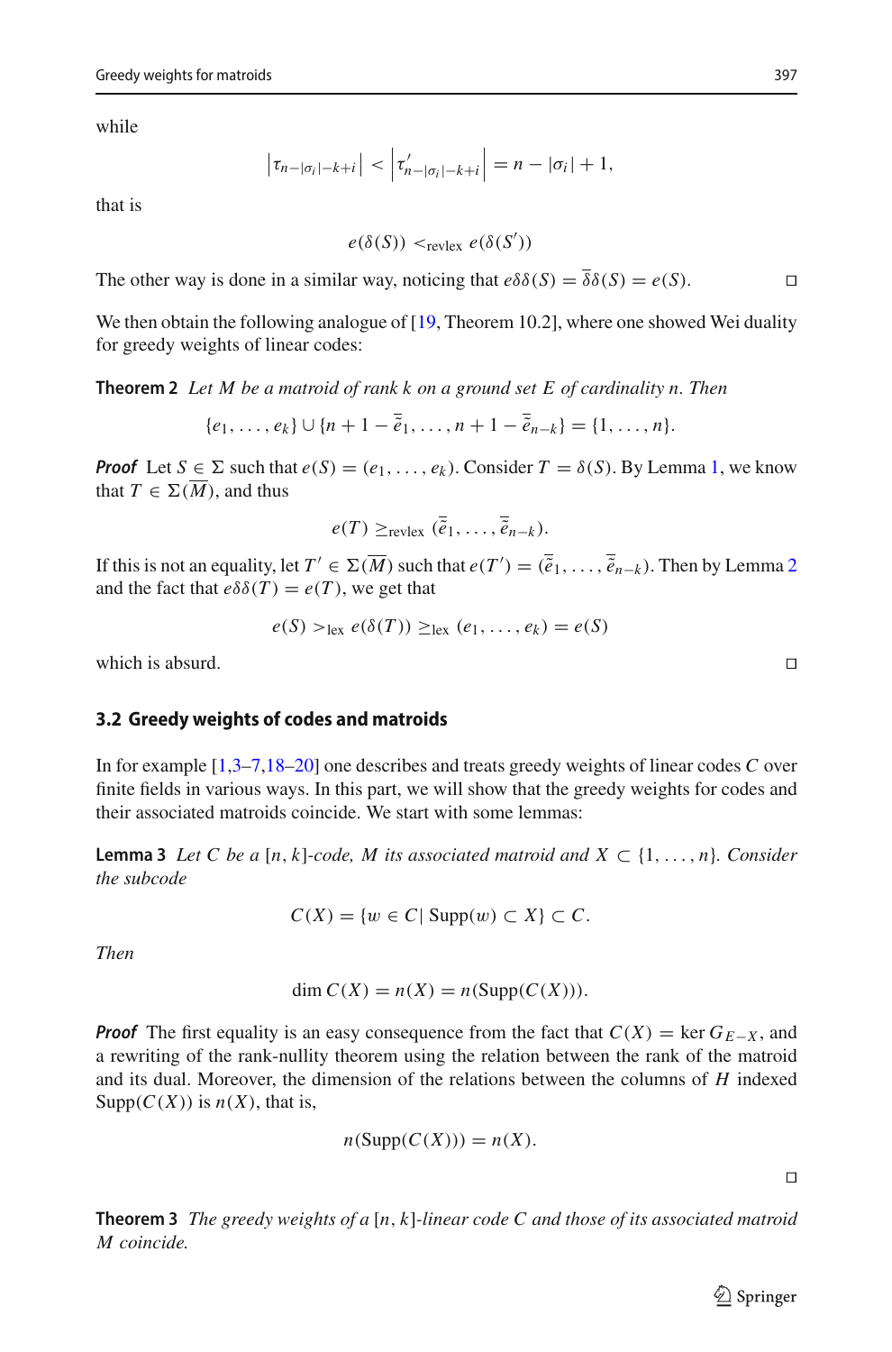while

$$\left|\tau_{n-|\sigma_i|-k+i}\right| < \left|\tau'_{n-|\sigma_i|-k+i}\right| = n - |\sigma_i| + 1,$$

that is

$$e(\delta(S)) <_{\text{revlex}} e(\delta(S'))$$

The other way is done in a similar way, noticing that $e\delta\delta(S) = \overline{\delta}\delta(S) = e(S)$. $\square$

We then obtain the following analogue of [19, Theorem 10.2], where one showed Wei duality for greedy weights of linear codes:

**Theorem 2** *Let $M$ be a matroid of rank $k$ on a ground set $E$ of cardinality $n$. Then*

$$\{e_1, \ldots, e_k\} \cup \{n+1-\overline{\overline{e}}_1, \ldots, n+1-\overline{\overline{e}}_{n-k}\} = \{1, \ldots, n\}.$$

***Proof*** Let $S \in \Sigma$ such that $e(S) = (e_1, \ldots, e_k)$. Consider $T = \delta(S)$. By Lemma 1, we know that $T \in \Sigma(\overline{M})$, and thus

$$e(T) \geq_{\text{revlex}} (\overline{\overline{e}}_1, \ldots, \overline{\overline{e}}_{n-k}).$$

If this is not an equality, let $T' \in \Sigma(\overline{M})$ such that $e(T') = (\overline{\overline{e}}_1, \ldots, \overline{\overline{e}}_{n-k})$. Then by Lemma 2 and the fact that $e\delta\delta(T) = e(T)$, we get that

$$e(S) >_{\text{lex}} e(\delta(T)) \geq_{\text{lex}} (e_1, \ldots, e_k) = e(S)$$

which is absurd. $\square$

### 3.2 Greedy weights of codes and matroids

In for example [1,3–7,18–20] one describes and treats greedy weights of linear codes $C$ over finite fields in various ways. In this part, we will show that the greedy weights for codes and their associated matroids coincide. We start with some lemmas:

**Lemma 3** *Let $C$ be a $[n, k]$-code, $M$ its associated matroid and $X \subset \{1, \ldots, n\}$. Consider the subcode*

$$C(X) = \{w \in C |\ \text{Supp}(w) \subset X\} \subset C.$$

*Then*

$$\dim C(X) = n(X) = n(\text{Supp}(C(X))).$$

***Proof*** The first equality is an easy consequence from the fact that $C(X) = \ker G_{E-X}$, and a rewriting of the rank-nullity theorem using the relation between the rank of the matroid and its dual. Moreover, the dimension of the relations between the columns of $H$ indexed $\text{Supp}(C(X))$ is $n(X)$, that is,

$$n(\text{Supp}(C(X))) = n(X).$$

$\square$

**Theorem 3** *The greedy weights of a $[n, k]$-linear code $C$ and those of its associated matroid $M$ coincide.*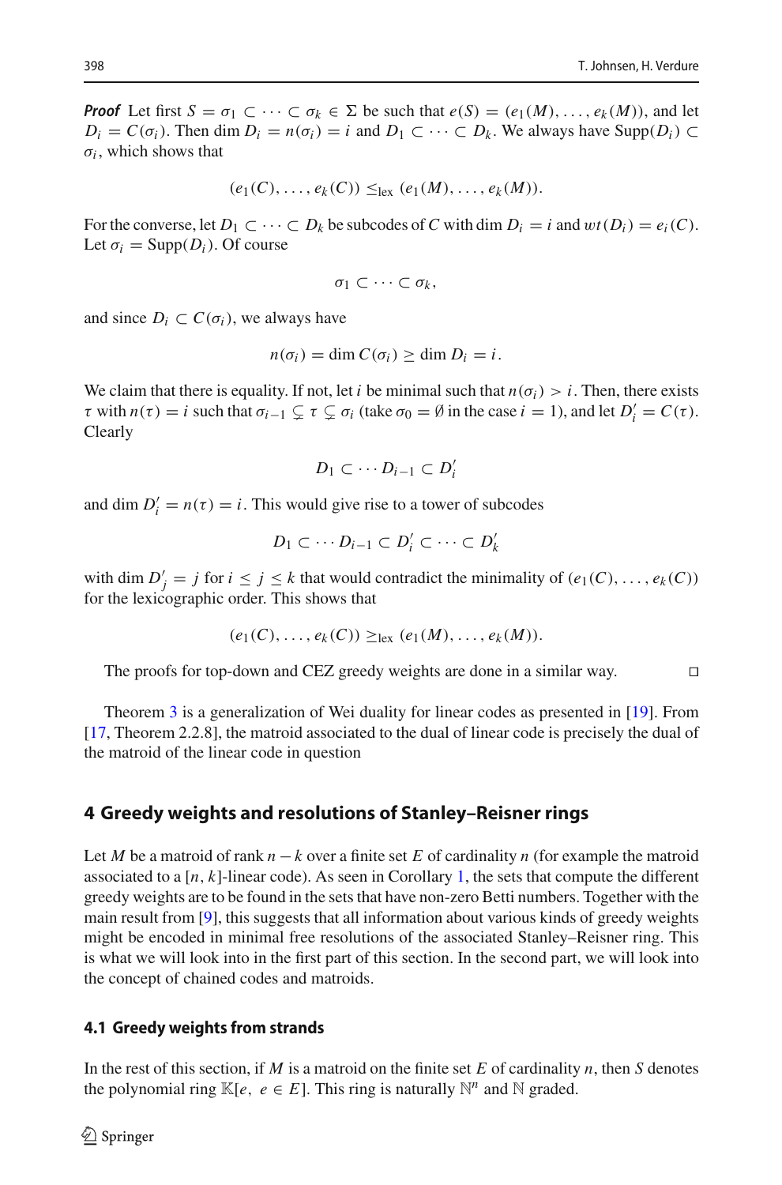***Proof*** Let first $S = \sigma_1 \subset \cdots \subset \sigma_k \in \Sigma$ be such that $e(S) = (e_1(M), \ldots, e_k(M))$, and let $D_i = C(\sigma_i)$. Then $\dim D_i = n(\sigma_i) = i$ and $D_1 \subset \cdots \subset D_k$. We always have $\mathrm{Supp}(D_i) \subset \sigma_i$, which shows that

$$(e_1(C), \ldots, e_k(C)) \leq_{\mathrm{lex}} (e_1(M), \ldots, e_k(M)).$$

For the converse, let $D_1 \subset \cdots \subset D_k$ be subcodes of $C$ with $\dim D_i = i$ and $wt(D_i) = e_i(C)$. Let $\sigma_i = \mathrm{Supp}(D_i)$. Of course

$$\sigma_1 \subset \cdots \subset \sigma_k,$$

and since $D_i \subset C(\sigma_i)$, we always have

$$n(\sigma_i) = \dim C(\sigma_i) \geq \dim D_i = i.$$

We claim that there is equality. If not, let $i$ be minimal such that $n(\sigma_i) > i$. Then, there exists $\tau$ with $n(\tau) = i$ such that $\sigma_{i-1} \subsetneq \tau \subsetneq \sigma_i$ (take $\sigma_0 = \emptyset$ in the case $i = 1$), and let $D'_i = C(\tau)$. Clearly

$$D_1 \subset \cdots D_{i-1} \subset D'_i$$

and $\dim D'_i = n(\tau) = i$. This would give rise to a tower of subcodes

$$D_1 \subset \cdots D_{i-1} \subset D'_i \subset \cdots \subset D'_k$$

with $\dim D'_j = j$ for $i \leq j \leq k$ that would contradict the minimality of $(e_1(C), \ldots, e_k(C))$ for the lexicographic order. This shows that

$$(e_1(C), \ldots, e_k(C)) \geq_{\mathrm{lex}} (e_1(M), \ldots, e_k(M)).$$

The proofs for top-down and CEZ greedy weights are done in a similar way. □

Theorem 3 is a generalization of Wei duality for linear codes as presented in [19]. From [17, Theorem 2.2.8], the matroid associated to the dual of linear code is precisely the dual of the matroid of the linear code in question

## 4 Greedy weights and resolutions of Stanley–Reisner rings

Let $M$ be a matroid of rank $n - k$ over a finite set $E$ of cardinality $n$ (for example the matroid associated to a $[n, k]$-linear code). As seen in Corollary 1, the sets that compute the different greedy weights are to be found in the sets that have non-zero Betti numbers. Together with the main result from [9], this suggests that all information about various kinds of greedy weights might be encoded in minimal free resolutions of the associated Stanley–Reisner ring. This is what we will look into in the first part of this section. In the second part, we will look into the concept of chained codes and matroids.

### 4.1 Greedy weights from strands

In the rest of this section, if $M$ is a matroid on the finite set $E$ of cardinality $n$, then $S$ denotes the polynomial ring $\mathbb{K}[e,\ e \in E]$. This ring is naturally $\mathbb{N}^n$ and $\mathbb{N}$ graded.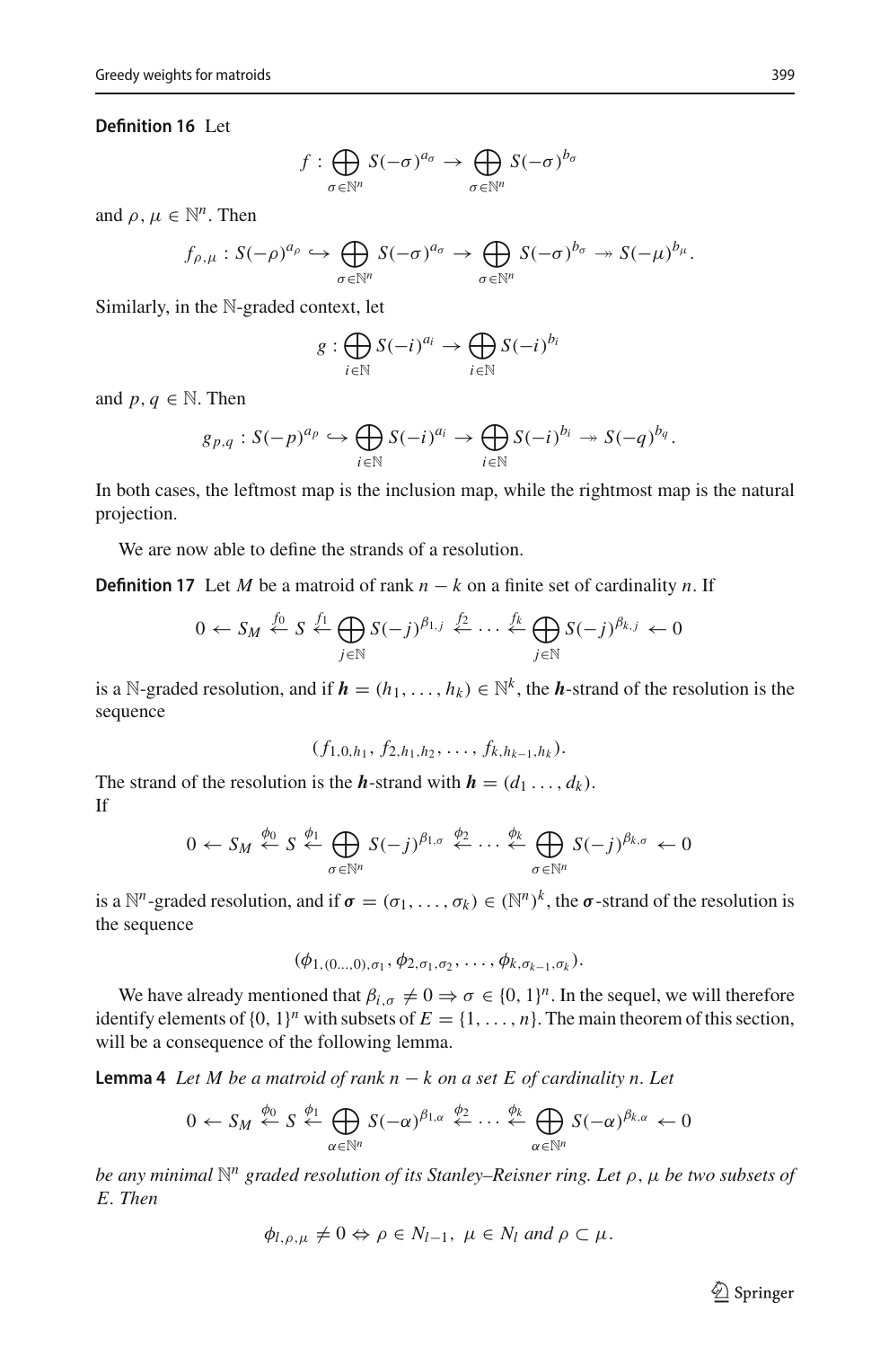**Definition 16** Let

$$f : \bigoplus_{\sigma \in \mathbb{N}^n} S(-\sigma)^{a_\sigma} \to \bigoplus_{\sigma \in \mathbb{N}^n} S(-\sigma)^{b_\sigma}$$

and $\rho, \mu \in \mathbb{N}^n$. Then

$$f_{\rho,\mu} : S(-\rho)^{a_\rho} \hookrightarrow \bigoplus_{\sigma \in \mathbb{N}^n} S(-\sigma)^{a_\sigma} \to \bigoplus_{\sigma \in \mathbb{N}^n} S(-\sigma)^{b_\sigma} \twoheadrightarrow S(-\mu)^{b_\mu}.$$

Similarly, in the $\mathbb{N}$-graded context, let

$$g : \bigoplus_{i \in \mathbb{N}} S(-i)^{a_i} \to \bigoplus_{i \in \mathbb{N}} S(-i)^{b_i}$$

and $p, q \in \mathbb{N}$. Then

$$g_{p,q} : S(-p)^{a_p} \hookrightarrow \bigoplus_{i \in \mathbb{N}} S(-i)^{a_i} \to \bigoplus_{i \in \mathbb{N}} S(-i)^{b_i} \twoheadrightarrow S(-q)^{b_q}.$$

In both cases, the leftmost map is the inclusion map, while the rightmost map is the natural projection.

We are now able to define the strands of a resolution.

**Definition 17** Let $M$ be a matroid of rank $n-k$ on a finite set of cardinality $n$. If

$$0 \leftarrow S_M \overset{f_0}{\leftarrow} S \overset{f_1}{\leftarrow} \bigoplus_{j \in \mathbb{N}} S(-j)^{\beta_{1,j}} \overset{f_2}{\leftarrow} \cdots \overset{f_k}{\leftarrow} \bigoplus_{j \in \mathbb{N}} S(-j)^{\beta_{k,j}} \leftarrow 0$$

is a $\mathbb{N}$-graded resolution, and if $\boldsymbol{h} = (h_1, \ldots, h_k) \in \mathbb{N}^k$, the $\boldsymbol{h}$-strand of the resolution is the sequence

$$(f_{1,0,h_1}, f_{2,h_1,h_2}, \ldots, f_{k,h_{k-1},h_k}).$$

The strand of the resolution is the $\boldsymbol{h}$-strand with $\boldsymbol{h} = (d_1 \ldots, d_k)$.
If

$$0 \leftarrow S_M \overset{\phi_0}{\leftarrow} S \overset{\phi_1}{\leftarrow} \bigoplus_{\sigma \in \mathbb{N}^n} S(-j)^{\beta_{1,\sigma}} \overset{\phi_2}{\leftarrow} \cdots \overset{\phi_k}{\leftarrow} \bigoplus_{\sigma \in \mathbb{N}^n} S(-j)^{\beta_{k,\sigma}} \leftarrow 0$$

is a $\mathbb{N}^n$-graded resolution, and if $\boldsymbol{\sigma} = (\sigma_1, \ldots, \sigma_k) \in (\mathbb{N}^n)^k$, the $\boldsymbol{\sigma}$-strand of the resolution is the sequence

$$(\phi_{1,(0\ldots,0),\sigma_1}, \phi_{2,\sigma_1,\sigma_2}, \ldots, \phi_{k,\sigma_{k-1},\sigma_k}).$$

We have already mentioned that $\beta_{i,\sigma} \neq 0 \Rightarrow \sigma \in \{0,1\}^n$. In the sequel, we will therefore identify elements of $\{0,1\}^n$ with subsets of $E = \{1, \ldots, n\}$. The main theorem of this section, will be a consequence of the following lemma.

**Lemma 4** *Let $M$ be a matroid of rank $n-k$ on a set $E$ of cardinality $n$. Let*

$$0 \leftarrow S_M \overset{\phi_0}{\leftarrow} S \overset{\phi_1}{\leftarrow} \bigoplus_{\alpha \in \mathbb{N}^n} S(-\alpha)^{\beta_{1,\alpha}} \overset{\phi_2}{\leftarrow} \cdots \overset{\phi_k}{\leftarrow} \bigoplus_{\alpha \in \mathbb{N}^n} S(-\alpha)^{\beta_{k,\alpha}} \leftarrow 0$$

*be any minimal $\mathbb{N}^n$ graded resolution of its Stanley–Reisner ring. Let $\rho, \mu$ be two subsets of $E$. Then*

$$\phi_{l,\rho,\mu} \neq 0 \Leftrightarrow \rho \in N_{l-1},\ \mu \in N_l \text{ and } \rho \subset \mu.$$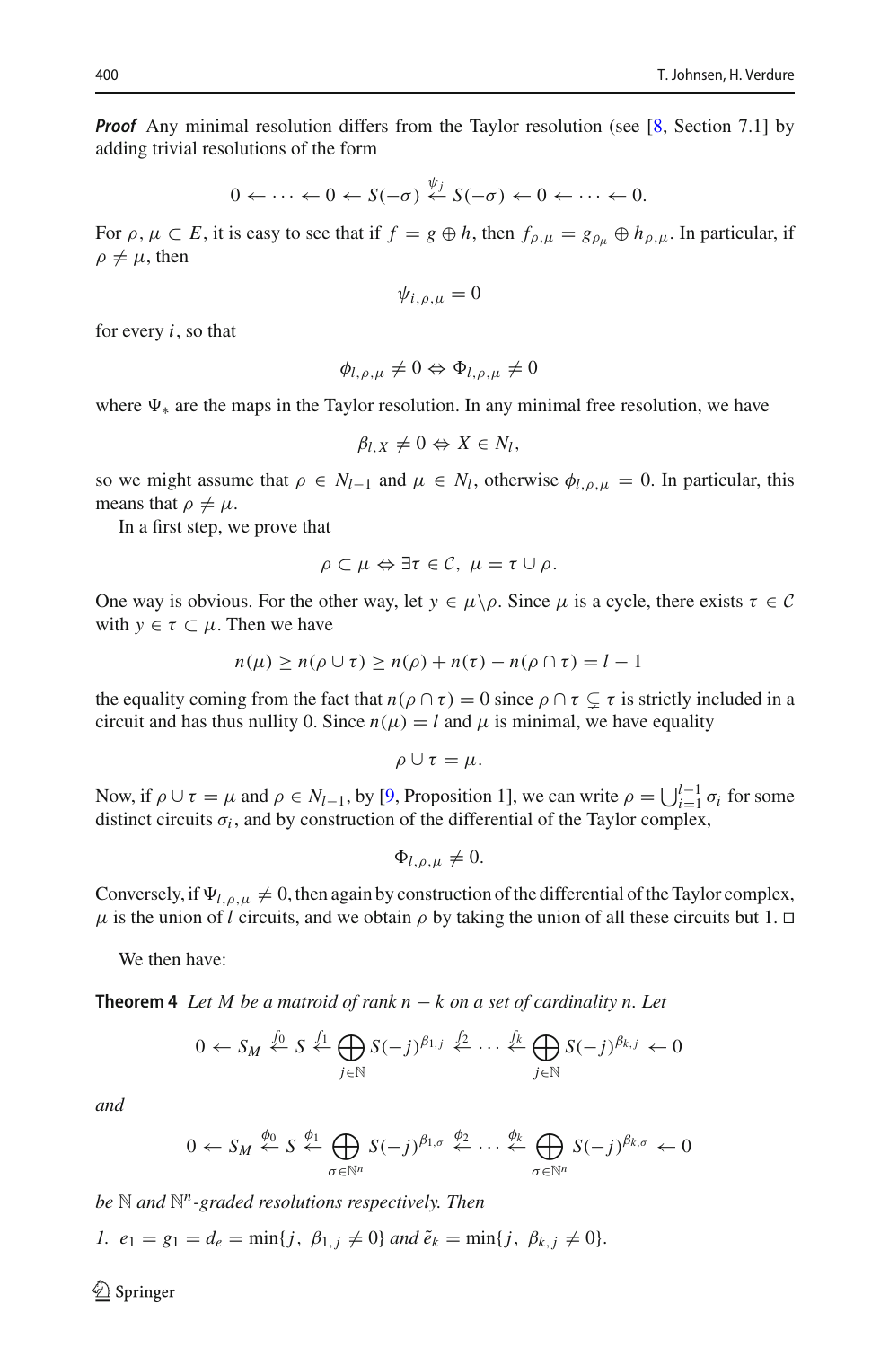***Proof*** Any minimal resolution differs from the Taylor resolution (see [8, Section 7.1] by adding trivial resolutions of the form

$$0 \leftarrow \cdots \leftarrow 0 \leftarrow S(-\sigma) \stackrel{\psi_j}{\leftarrow} S(-\sigma) \leftarrow 0 \leftarrow \cdots \leftarrow 0.$$

For $\rho, \mu \subset E$, it is easy to see that if $f = g \oplus h$, then $f_{\rho,\mu} = g_{\rho_\mu} \oplus h_{\rho,\mu}$. In particular, if $\rho \neq \mu$, then

$$\psi_{i,\rho,\mu} = 0$$

for every $i$, so that

$$\phi_{l,\rho,\mu} \neq 0 \Leftrightarrow \Phi_{l,\rho,\mu} \neq 0$$

where $\Psi_*$ are the maps in the Taylor resolution. In any minimal free resolution, we have

$$\beta_{l,X} \neq 0 \Leftrightarrow X \in N_l,$$

so we might assume that $\rho \in N_{l-1}$ and $\mu \in N_l$, otherwise $\phi_{l,\rho,\mu} = 0$. In particular, this means that $\rho \neq \mu$.

In a first step, we prove that

$$\rho \subset \mu \Leftrightarrow \exists \tau \in \mathcal{C},\ \mu = \tau \cup \rho.$$

One way is obvious. For the other way, let $y \in \mu \backslash \rho$. Since $\mu$ is a cycle, there exists $\tau \in \mathcal{C}$ with $y \in \tau \subset \mu$. Then we have

$$n(\mu) \geq n(\rho \cup \tau) \geq n(\rho) + n(\tau) - n(\rho \cap \tau) = l - 1$$

the equality coming from the fact that $n(\rho \cap \tau) = 0$ since $\rho \cap \tau \subsetneq \tau$ is strictly included in a circuit and has thus nullity 0. Since $n(\mu) = l$ and $\mu$ is minimal, we have equality

$$\rho \cup \tau = \mu.$$

Now, if $\rho \cup \tau = \mu$ and $\rho \in N_{l-1}$, by [9, Proposition 1], we can write $\rho = \bigcup_{i=1}^{l-1} \sigma_i$ for some distinct circuits $\sigma_i$, and by construction of the differential of the Taylor complex,

$$\Phi_{l,\rho,\mu} \neq 0.$$

Conversely, if $\Psi_{l,\rho,\mu} \neq 0$, then again by construction of the differential of the Taylor complex, $\mu$ is the union of $l$ circuits, and we obtain $\rho$ by taking the union of all these circuits but 1. □

We then have:

**Theorem 4** *Let $M$ be a matroid of rank $n-k$ on a set of cardinality $n$. Let*

$$0 \leftarrow S_M \stackrel{f_0}{\leftarrow} S \stackrel{f_1}{\leftarrow} \bigoplus_{j \in \mathbb{N}} S(-j)^{\beta_{1,j}} \stackrel{f_2}{\leftarrow} \cdots \stackrel{f_k}{\leftarrow} \bigoplus_{j \in \mathbb{N}} S(-j)^{\beta_{k,j}} \leftarrow 0$$

*and*

$$0 \leftarrow S_M \stackrel{\phi_0}{\leftarrow} S \stackrel{\phi_1}{\leftarrow} \bigoplus_{\sigma \in \mathbb{N}^n} S(-j)^{\beta_{1,\sigma}} \stackrel{\phi_2}{\leftarrow} \cdots \stackrel{\phi_k}{\leftarrow} \bigoplus_{\sigma \in \mathbb{N}^n} S(-j)^{\beta_{k,\sigma}} \leftarrow 0$$

*be $\mathbb{N}$ and $\mathbb{N}^n$-graded resolutions respectively. Then*

*1.* $e_1 = g_1 = d_e = \min\{j,\ \beta_{1,j} \neq 0\}$ *and* $\tilde{e}_k = \min\{j,\ \beta_{k,j} \neq 0\}$.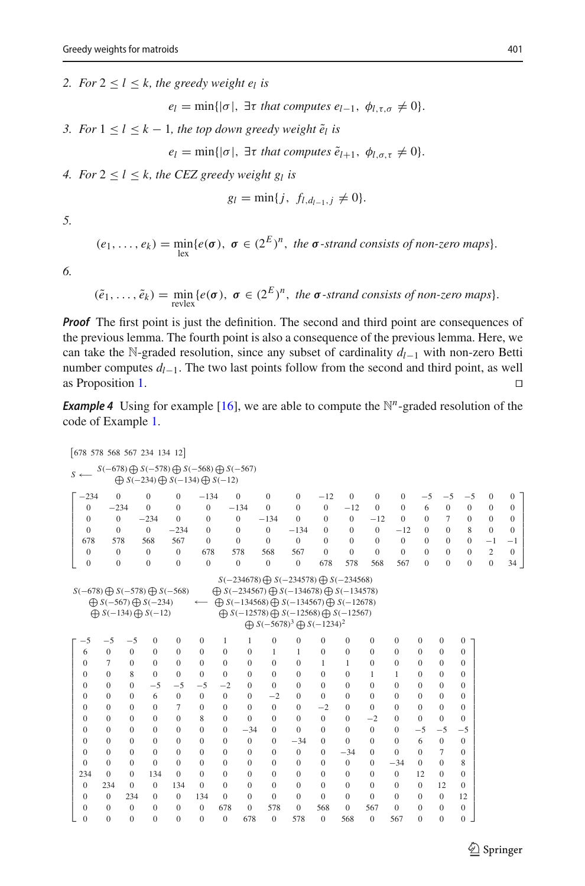2. *For $2 \leq l \leq k$, the greedy weight $e_l$ is*

$$e_l = \min\{|\sigma|,\ \exists \tau \text{ that computes } e_{l-1},\ \phi_{l,\tau,\sigma} \neq 0\}.$$

3. *For $1 \leq l \leq k-1$, the top down greedy weight $\tilde{e}_l$ is*

$$e_l = \min\{|\sigma|,\ \exists \tau \text{ that computes } \tilde{e}_{l+1},\ \phi_{l,\sigma,\tau} \neq 0\}.$$

4. *For $2 \leq l \leq k$, the CEZ greedy weight $g_l$ is*

$$g_l = \min\{j,\ f_{l,d_{l-1},j} \neq 0\}.$$

5.

$$(e_1, \ldots, e_k) = \min_{\text{lex}}\{e(\boldsymbol{\sigma}),\ \boldsymbol{\sigma} \in (2^E)^n,\ \text{the } \boldsymbol{\sigma}\text{-strand consists of non-zero maps}\}.$$

6.

$$(\tilde{e}_1, \ldots, \tilde{e}_k) = \min_{\text{revlex}}\{e(\boldsymbol{\sigma}),\ \boldsymbol{\sigma} \in (2^E)^n,\ \text{the } \boldsymbol{\sigma}\text{-strand consists of non-zero maps}\}.$$

***Proof*** The first point is just the definition. The second and third point are consequences of the previous lemma. The fourth point is also a consequence of the previous lemma. Here, we can take the $\mathbb{N}$-graded resolution, since any subset of cardinality $d_{l-1}$ with non-zero Betti number computes $d_{l-1}$. The two last points follow from the second and third point, as well as Proposition 1. □

***Example 4*** Using for example [16], we are able to compute the $\mathbb{N}^n$-graded resolution of the code of Example 1.

$$\begin{bmatrix} 678 & 578 & 568 & 567 & 234 & 134 & 12 \end{bmatrix}$$

$$S \longleftarrow \begin{array}{c} S(-678) \bigoplus S(-578) \bigoplus S(-568) \bigoplus S(-567) \\ \bigoplus S(-234) \bigoplus S(-134) \bigoplus S(-12) \end{array}$$

$$\begin{bmatrix}
-234 & 0 & 0 & 0 & -134 & 0 & 0 & 0 & -12 & 0 & 0 & 0 & -5 & -5 & -5 & 0 & 0 \\
0 & -234 & 0 & 0 & 0 & -134 & 0 & 0 & 0 & -12 & 0 & 0 & 6 & 0 & 0 & 0 & 0 \\
0 & 0 & -234 & 0 & 0 & 0 & -134 & 0 & 0 & 0 & -12 & 0 & 0 & 7 & 0 & 0 & 0 \\
0 & 0 & 0 & -234 & 0 & 0 & 0 & -134 & 0 & 0 & 0 & -12 & 0 & 0 & 8 & 0 & 0 \\
678 & 578 & 568 & 567 & 0 & 0 & 0 & 0 & 0 & 0 & 0 & 0 & 0 & 0 & 0 & -1 & -1 \\
0 & 0 & 0 & 0 & 678 & 578 & 568 & 567 & 0 & 0 & 0 & 0 & 0 & 0 & 0 & 2 & 0 \\
0 & 0 & 0 & 0 & 0 & 0 & 0 & 0 & 678 & 578 & 568 & 567 & 0 & 0 & 0 & 0 & 34
\end{bmatrix}$$

$$\begin{array}{c} S(-678) \bigoplus S(-578) \bigoplus S(-568) \\ \bigoplus S(-567) \bigoplus S(-234) \\ \bigoplus S(-134) \bigoplus S(-12) \end{array} \longleftarrow \begin{array}{c} S(-234678) \bigoplus S(-234578) \bigoplus S(-234568) \\ \bigoplus S(-234567) \bigoplus S(-134678) \bigoplus S(-134578) \\ \bigoplus S(-134568) \bigoplus S(-134567) \bigoplus S(-12678) \\ \bigoplus S(-12578) \bigoplus S(-12568) \bigoplus S(-12567) \\ \bigoplus S(-5678)^3 \bigoplus S(-1234)^2 \end{array}$$

$$\begin{bmatrix}
-5 & -5 & -5 & 0 & 0 & 0 & 1 & 1 & 0 & 0 & 0 & 0 & 0 & 0 & 0 & 0 & 0 \\
6 & 0 & 0 & 0 & 0 & 0 & 0 & 0 & 1 & 1 & 0 & 0 & 0 & 0 & 0 & 0 & 0 \\
0 & 7 & 0 & 0 & 0 & 0 & 0 & 0 & 0 & 0 & 1 & 1 & 0 & 0 & 0 & 0 & 0 \\
0 & 0 & 8 & 0 & 0 & 0 & 0 & 0 & 0 & 0 & 0 & 0 & 1 & 1 & 0 & 0 & 0 \\
0 & 0 & 0 & -5 & -5 & -5 & -2 & 0 & 0 & 0 & 0 & 0 & 0 & 0 & 0 & 0 & 0 \\
0 & 0 & 0 & 6 & 0 & 0 & 0 & 0 & -2 & 0 & 0 & 0 & 0 & 0 & 0 & 0 & 0 \\
0 & 0 & 0 & 0 & 7 & 0 & 0 & 0 & 0 & 0 & -2 & 0 & 0 & 0 & 0 & 0 & 0 \\
0 & 0 & 0 & 0 & 0 & 8 & 0 & 0 & 0 & 0 & 0 & 0 & -2 & 0 & 0 & 0 & 0 \\
0 & 0 & 0 & 0 & 0 & 0 & 0 & -34 & 0 & 0 & 0 & 0 & 0 & 0 & -5 & -5 & -5 \\
0 & 0 & 0 & 0 & 0 & 0 & 0 & 0 & 0 & -34 & 0 & 0 & 0 & 0 & 6 & 0 & 0 \\
0 & 0 & 0 & 0 & 0 & 0 & 0 & 0 & 0 & 0 & 0 & -34 & 0 & 0 & 0 & 7 & 0 \\
0 & 0 & 0 & 0 & 0 & 0 & 0 & 0 & 0 & 0 & 0 & 0 & 0 & -34 & 0 & 0 & 8 \\
234 & 0 & 0 & 134 & 0 & 0 & 0 & 0 & 0 & 0 & 0 & 0 & 0 & 0 & 12 & 0 & 0 \\
0 & 234 & 0 & 0 & 134 & 0 & 0 & 0 & 0 & 0 & 0 & 0 & 0 & 0 & 0 & 12 & 0 \\
0 & 0 & 234 & 0 & 0 & 134 & 0 & 0 & 0 & 0 & 0 & 0 & 0 & 0 & 0 & 0 & 12 \\
0 & 0 & 0 & 0 & 0 & 0 & 678 & 0 & 578 & 0 & 568 & 0 & 567 & 0 & 0 & 0 & 0 \\
0 & 0 & 0 & 0 & 0 & 0 & 0 & 678 & 0 & 578 & 0 & 568 & 0 & 567 & 0 & 0 & 0
\end{bmatrix}$$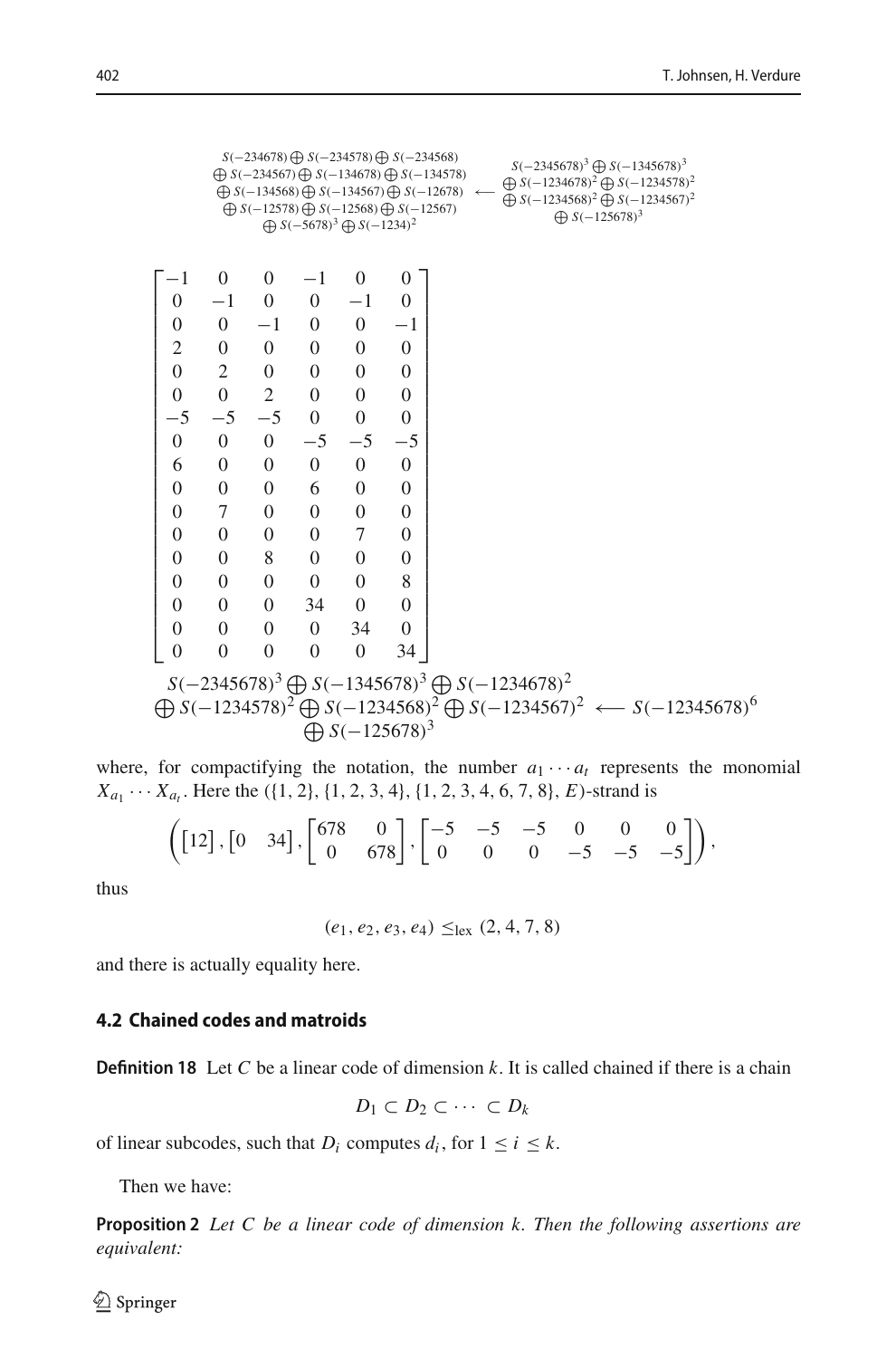$$
\begin{array}{c}
S(-234678) \bigoplus S(-234578) \bigoplus S(-234568) \\
\bigoplus S(-234567) \bigoplus S(-134678) \bigoplus S(-134578) \\
\bigoplus S(-134568) \bigoplus S(-134567) \bigoplus S(-12678) \\
\bigoplus S(-12578) \bigoplus S(-12568) \bigoplus S(-12567) \\
\bigoplus S(-5678)^3 \bigoplus S(-1234)^2
\end{array}
\longleftarrow
\begin{array}{c}
S(-2345678)^3 \bigoplus S(-1345678)^3 \\
\bigoplus S(-1234678)^2 \bigoplus S(-1234578)^2 \\
\bigoplus S(-1234568)^2 \bigoplus S(-1234567)^2 \\
\bigoplus S(-125678)^3
\end{array}
$$

$$
\begin{bmatrix}
-1 & 0 & 0 & -1 & 0 & 0 \\
0 & -1 & 0 & 0 & -1 & 0 \\
0 & 0 & -1 & 0 & 0 & -1 \\
2 & 0 & 0 & 0 & 0 & 0 \\
0 & 2 & 0 & 0 & 0 & 0 \\
0 & 0 & 2 & 0 & 0 & 0 \\
-5 & -5 & -5 & 0 & 0 & 0 \\
0 & 0 & 0 & -5 & -5 & -5 \\
6 & 0 & 0 & 0 & 0 & 0 \\
0 & 0 & 0 & 6 & 0 & 0 \\
0 & 7 & 0 & 0 & 0 & 0 \\
0 & 0 & 0 & 0 & 7 & 0 \\
0 & 0 & 8 & 0 & 0 & 0 \\
0 & 0 & 0 & 0 & 0 & 8 \\
0 & 0 & 0 & 34 & 0 & 0 \\
0 & 0 & 0 & 0 & 34 & 0 \\
0 & 0 & 0 & 0 & 0 & 34
\end{bmatrix}
$$

$$
\begin{array}{c}
S(-2345678)^3 \bigoplus S(-1345678)^3 \bigoplus S(-1234678)^2 \\
\bigoplus S(-1234578)^2 \bigoplus S(-1234568)^2 \bigoplus S(-1234567)^2 \\
\bigoplus S(-125678)^3
\end{array}
\longleftarrow S(-12345678)^6
$$

where, for compactifying the notation, the number $a_1 \cdots a_t$ represents the monomial $X_{a_1} \cdots X_{a_t}$. Here the $(\{1,2\}, \{1,2,3,4\}, \{1,2,3,4,6,7,8\}, E)$-strand is

$$
\left( \begin{bmatrix} 12 \end{bmatrix}, \begin{bmatrix} 0 & 34 \end{bmatrix}, \begin{bmatrix} 678 & 0 \\ 0 & 678 \end{bmatrix}, \begin{bmatrix} -5 & -5 & -5 & 0 & 0 & 0 \\ 0 & 0 & 0 & -5 & -5 & -5 \end{bmatrix} \right),
$$

thus

$$
(e_1, e_2, e_3, e_4) \leq_{\text{lex}} (2, 4, 7, 8)
$$

and there is actually equality here.

### 4.2 Chained codes and matroids

**Definition 18** Let $C$ be a linear code of dimension $k$. It is called chained if there is a chain

$$
D_1 \subset D_2 \subset \cdots \subset D_k
$$

of linear subcodes, such that $D_i$ computes $d_i$, for $1 \leq i \leq k$.

Then we have:

**Proposition 2** *Let $C$ be a linear code of dimension $k$. Then the following assertions are equivalent:*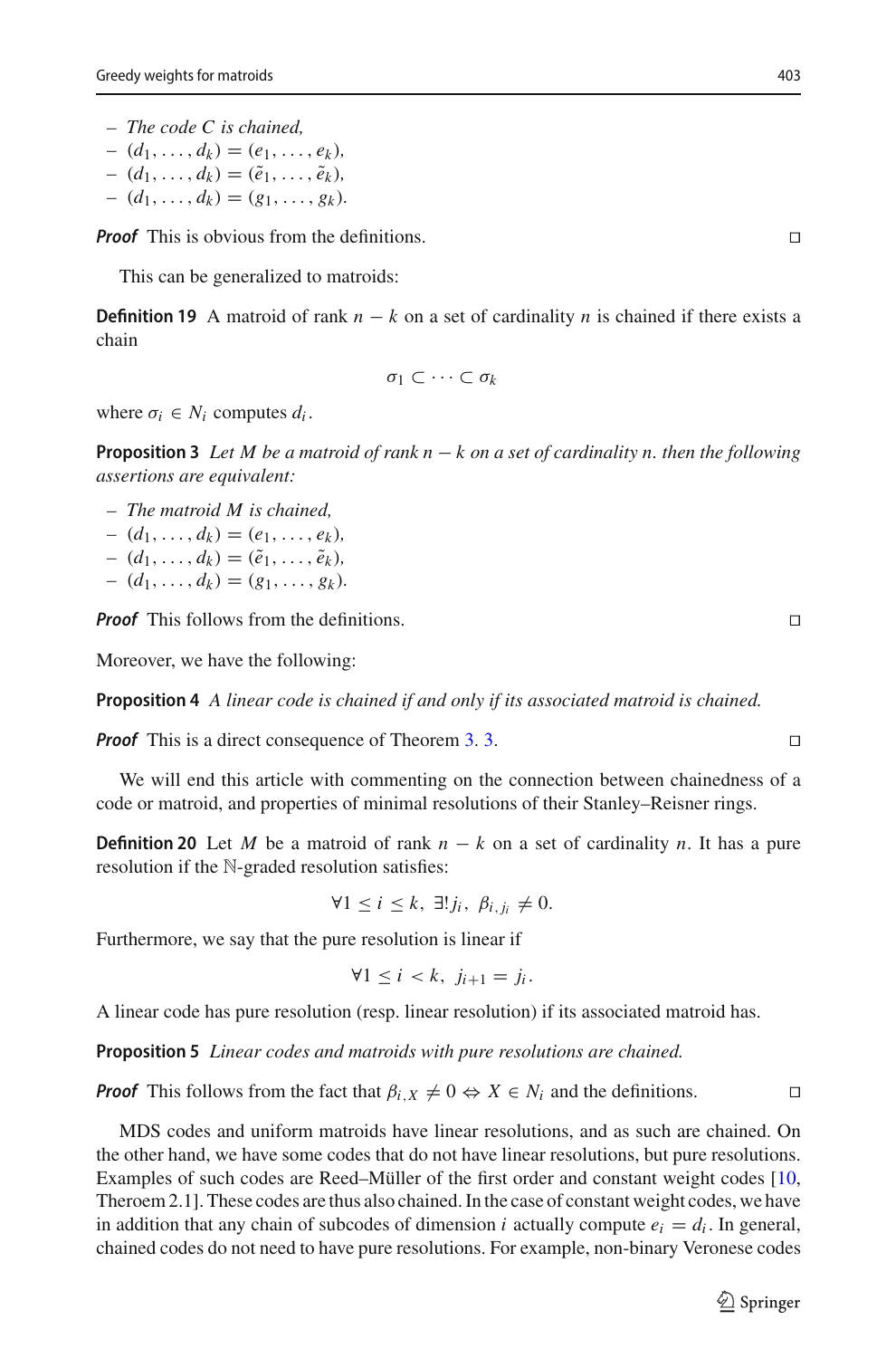- *The code $C$ is chained,*
- $(d_1, \ldots, d_k) = (e_1, \ldots, e_k)$,
- $(d_1, \ldots, d_k) = (\tilde{e}_1, \ldots, \tilde{e}_k)$,
- $(d_1, \ldots, d_k) = (g_1, \ldots, g_k)$.

***Proof*** This is obvious from the definitions. □

This can be generalized to matroids:

**Definition 19** A matroid of rank $n-k$ on a set of cardinality $n$ is chained if there exists a chain

$$\sigma_1 \subset \cdots \subset \sigma_k$$

where $\sigma_i \in N_i$ computes $d_i$.

**Proposition 3** *Let $M$ be a matroid of rank $n-k$ on a set of cardinality $n$. then the following assertions are equivalent:*

- *The matroid $M$ is chained,*
- $(d_1, \ldots, d_k) = (e_1, \ldots, e_k)$,
- $(d_1, \ldots, d_k) = (\tilde{e}_1, \ldots, \tilde{e}_k)$,
- $(d_1, \ldots, d_k) = (g_1, \ldots, g_k)$.

***Proof*** This follows from the definitions. □

Moreover, we have the following:

**Proposition 4** *A linear code is chained if and only if its associated matroid is chained.*

***Proof*** This is a direct consequence of Theorem 3. 3. □

We will end this article with commenting on the connection between chainedness of a code or matroid, and properties of minimal resolutions of their Stanley–Reisner rings.

**Definition 20** Let $M$ be a matroid of rank $n-k$ on a set of cardinality $n$. It has a pure resolution if the $\mathbb{N}$-graded resolution satisfies:

$$\forall 1 \leq i \leq k,\ \exists! j_i,\ \beta_{i,j_i} \neq 0.$$

Furthermore, we say that the pure resolution is linear if

$$\forall 1 \leq i < k,\ j_{i+1} = j_i.$$

A linear code has pure resolution (resp. linear resolution) if its associated matroid has.

**Proposition 5** *Linear codes and matroids with pure resolutions are chained.*

***Proof*** This follows from the fact that $\beta_{i,X} \neq 0 \Leftrightarrow X \in N_i$ and the definitions. □

MDS codes and uniform matroids have linear resolutions, and as such are chained. On the other hand, we have some codes that do not have linear resolutions, but pure resolutions. Examples of such codes are Reed–Müller of the first order and constant weight codes [10, Theroem 2.1]. These codes are thus also chained. In the case of constant weight codes, we have in addition that any chain of subcodes of dimension $i$ actually compute $e_i = d_i$. In general, chained codes do not need to have pure resolutions. For example, non-binary Veronese codes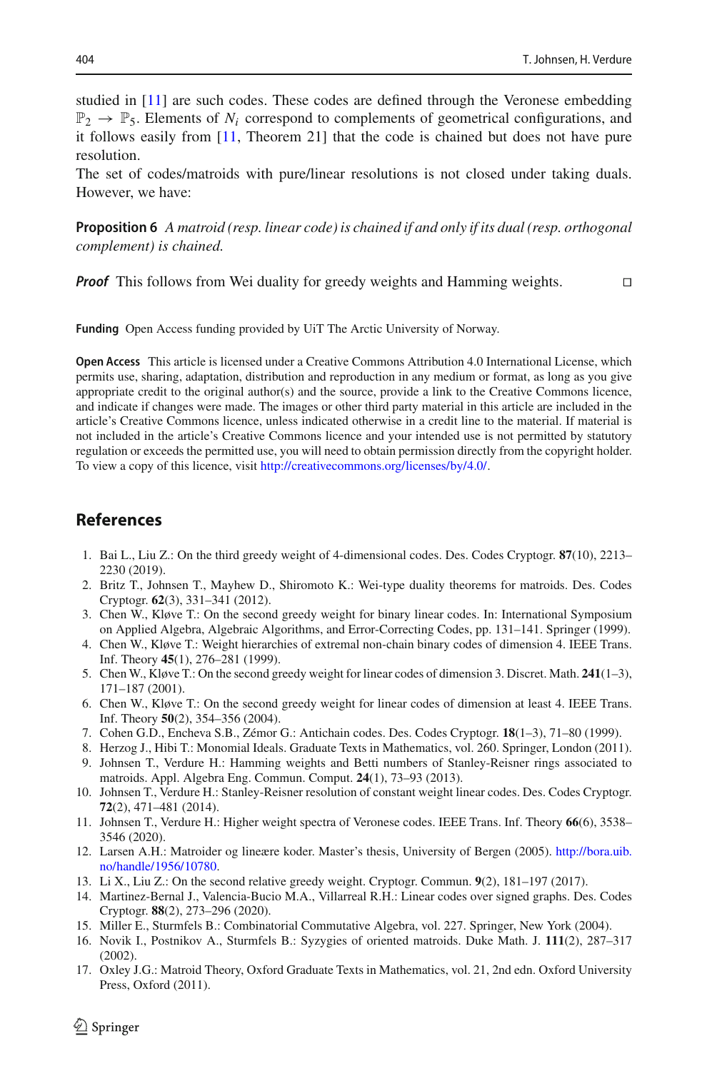studied in [11] are such codes. These codes are defined through the Veronese embedding $\mathbb{P}_2 \to \mathbb{P}_5$. Elements of $N_i$ correspond to complements of geometrical configurations, and it follows easily from [11, Theorem 21] that the code is chained but does not have pure resolution.

The set of codes/matroids with pure/linear resolutions is not closed under taking duals. However, we have:

**Proposition 6** *A matroid (resp. linear code) is chained if and only if its dual (resp. orthogonal complement) is chained.*

***Proof*** This follows from Wei duality for greedy weights and Hamming weights. □

**Funding** Open Access funding provided by UiT The Arctic University of Norway.

**Open Access** This article is licensed under a Creative Commons Attribution 4.0 International License, which permits use, sharing, adaptation, distribution and reproduction in any medium or format, as long as you give appropriate credit to the original author(s) and the source, provide a link to the Creative Commons licence, and indicate if changes were made. The images or other third party material in this article are included in the article's Creative Commons licence, unless indicated otherwise in a credit line to the material. If material is not included in the article's Creative Commons licence and your intended use is not permitted by statutory regulation or exceeds the permitted use, you will need to obtain permission directly from the copyright holder. To view a copy of this licence, visit http://creativecommons.org/licenses/by/4.0/.

## References

1. Bai L., Liu Z.: On the third greedy weight of 4-dimensional codes. Des. Codes Cryptogr. **87**(10), 2213–2230 (2019).
2. Britz T., Johnsen T., Mayhew D., Shiromoto K.: Wei-type duality theorems for matroids. Des. Codes Cryptogr. **62**(3), 331–341 (2012).
3. Chen W., Kløve T.: On the second greedy weight for binary linear codes. In: International Symposium on Applied Algebra, Algebraic Algorithms, and Error-Correcting Codes, pp. 131–141. Springer (1999).
4. Chen W., Kløve T.: Weight hierarchies of extremal non-chain binary codes of dimension 4. IEEE Trans. Inf. Theory **45**(1), 276–281 (1999).
5. Chen W., Kløve T.: On the second greedy weight for linear codes of dimension 3. Discret. Math. **241**(1–3), 171–187 (2001).
6. Chen W., Kløve T.: On the second greedy weight for linear codes of dimension at least 4. IEEE Trans. Inf. Theory **50**(2), 354–356 (2004).
7. Cohen G.D., Encheva S.B., Zémor G.: Antichain codes. Des. Codes Cryptogr. **18**(1–3), 71–80 (1999).
8. Herzog J., Hibi T.: Monomial Ideals. Graduate Texts in Mathematics, vol. 260. Springer, London (2011).
9. Johnsen T., Verdure H.: Hamming weights and Betti numbers of Stanley-Reisner rings associated to matroids. Appl. Algebra Eng. Commun. Comput. **24**(1), 73–93 (2013).
10. Johnsen T., Verdure H.: Stanley-Reisner resolution of constant weight linear codes. Des. Codes Cryptogr. **72**(2), 471–481 (2014).
11. Johnsen T., Verdure H.: Higher weight spectra of Veronese codes. IEEE Trans. Inf. Theory **66**(6), 3538–3546 (2020).
12. Larsen A.H.: Matroider og lineære koder. Master's thesis, University of Bergen (2005). http://bora.uib.no/handle/1956/10780.
13. Li X., Liu Z.: On the second relative greedy weight. Cryptogr. Commun. **9**(2), 181–197 (2017).
14. Martinez-Bernal J., Valencia-Bucio M.A., Villarreal R.H.: Linear codes over signed graphs. Des. Codes Cryptogr. **88**(2), 273–296 (2020).
15. Miller E., Sturmfels B.: Combinatorial Commutative Algebra, vol. 227. Springer, New York (2004).
16. Novik I., Postnikov A., Sturmfels B.: Syzygies of oriented matroids. Duke Math. J. **111**(2), 287–317 (2002).
17. Oxley J.G.: Matroid Theory, Oxford Graduate Texts in Mathematics, vol. 21, 2nd edn. Oxford University Press, Oxford (2011).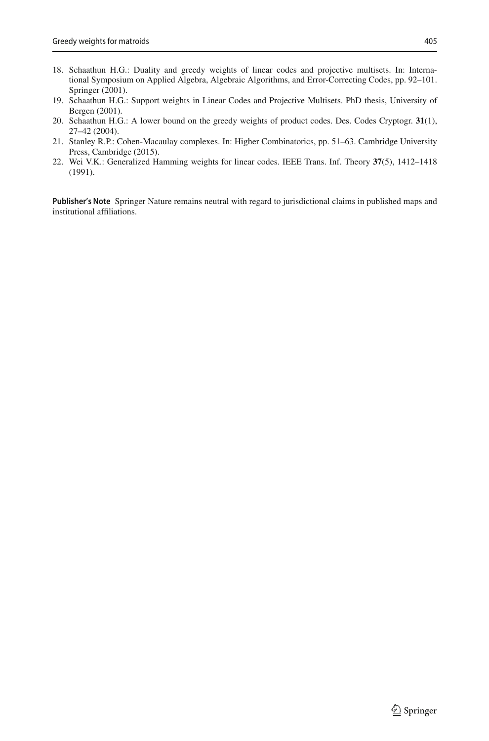18. Schaathun H.G.: Duality and greedy weights of linear codes and projective multisets. In: International Symposium on Applied Algebra, Algebraic Algorithms, and Error-Correcting Codes, pp. 92–101. Springer (2001).
19. Schaathun H.G.: Support weights in Linear Codes and Projective Multisets. PhD thesis, University of Bergen (2001).
20. Schaathun H.G.: A lower bound on the greedy weights of product codes. Des. Codes Cryptogr. **31**(1), 27–42 (2004).
21. Stanley R.P.: Cohen-Macaulay complexes. In: Higher Combinatorics, pp. 51–63. Cambridge University Press, Cambridge (2015).
22. Wei V.K.: Generalized Hamming weights for linear codes. IEEE Trans. Inf. Theory **37**(5), 1412–1418 (1991).

**Publisher's Note** Springer Nature remains neutral with regard to jurisdictional claims in published maps and institutional affiliations.